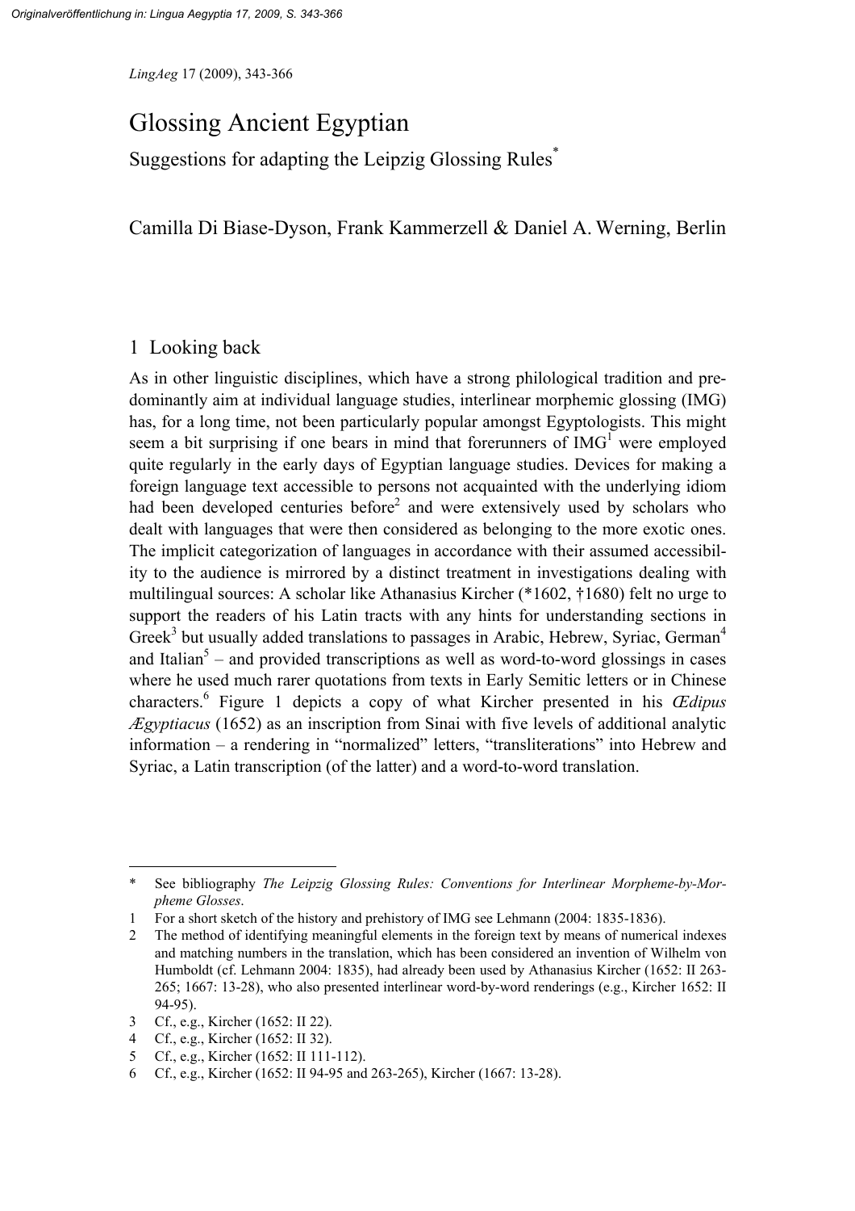# Glossing Ancient Egyptian

## Suggestions for adapting the Leipzig Glossing Rules[*]

Camilla Di Biase-Dyson, Frank Kammerzell & Daniel A. Werning, Berlin

## 1 Looking back

As in other linguistic disciplines, which have a strong philological tradition and predominantly aim at individual language studies, interlinear morphemic glossing (IMG) has, for a long time, not been particularly popular amongst Egyptologists. This might seem a bit surprising if one bears in mind that forerunners of IMG[1] were employed quite regularly in the early days of Egyptian language studies. Devices for making a foreign language text accessible to persons not acquainted with the underlying idiom had been developed centuries before[2] and were extensively used by scholars who dealt with languages that were then considered as belonging to the more exotic ones. The implicit categorization of languages in accordance with their assumed accessibility to the audience is mirrored by a distinct treatment in investigations dealing with multilingual sources: A scholar like Athanasius Kircher (*1602, †1680) felt no urge to support the readers of his Latin tracts with any hints for understanding sections in Greek[3] but usually added translations to passages in Arabic, Hebrew, Syriac, German[4] and Italian[5] – and provided transcriptions as well as word-to-word glossings in cases where he used much rarer quotations from texts in Early Semitic letters or in Chinese characters.[6] Figure 1 depicts a copy of what Kircher presented in his *Œdipus Ægyptiacus* (1652) as an inscription from Sinai with five levels of additional analytic information – a rendering in "normalized" letters, "transliterations" into Hebrew and Syriac, a Latin transcription (of the latter) and a word-to-word translation.

---

\* See bibliography *The Leipzig Glossing Rules: Conventions for Interlinear Morpheme-by-Morpheme Glosses*.

1 For a short sketch of the history and prehistory of IMG see Lehmann (2004: 1835-1836).

2 The method of identifying meaningful elements in the foreign text by means of numerical indexes and matching numbers in the translation, which has been considered an invention of Wilhelm von Humboldt (cf. Lehmann 2004: 1835), had already been used by Athanasius Kircher (1652: II 263-265; 1667: 13-28), who also presented interlinear word-by-word renderings (e.g., Kircher 1652: II 94-95).

3 Cf., e.g., Kircher (1652: II 22).

4 Cf., e.g., Kircher (1652: II 32).

5 Cf., e.g., Kircher (1652: II 111-112).

6 Cf., e.g., Kircher (1652: II 94-95 and 263-265), Kircher (1667: 13-28).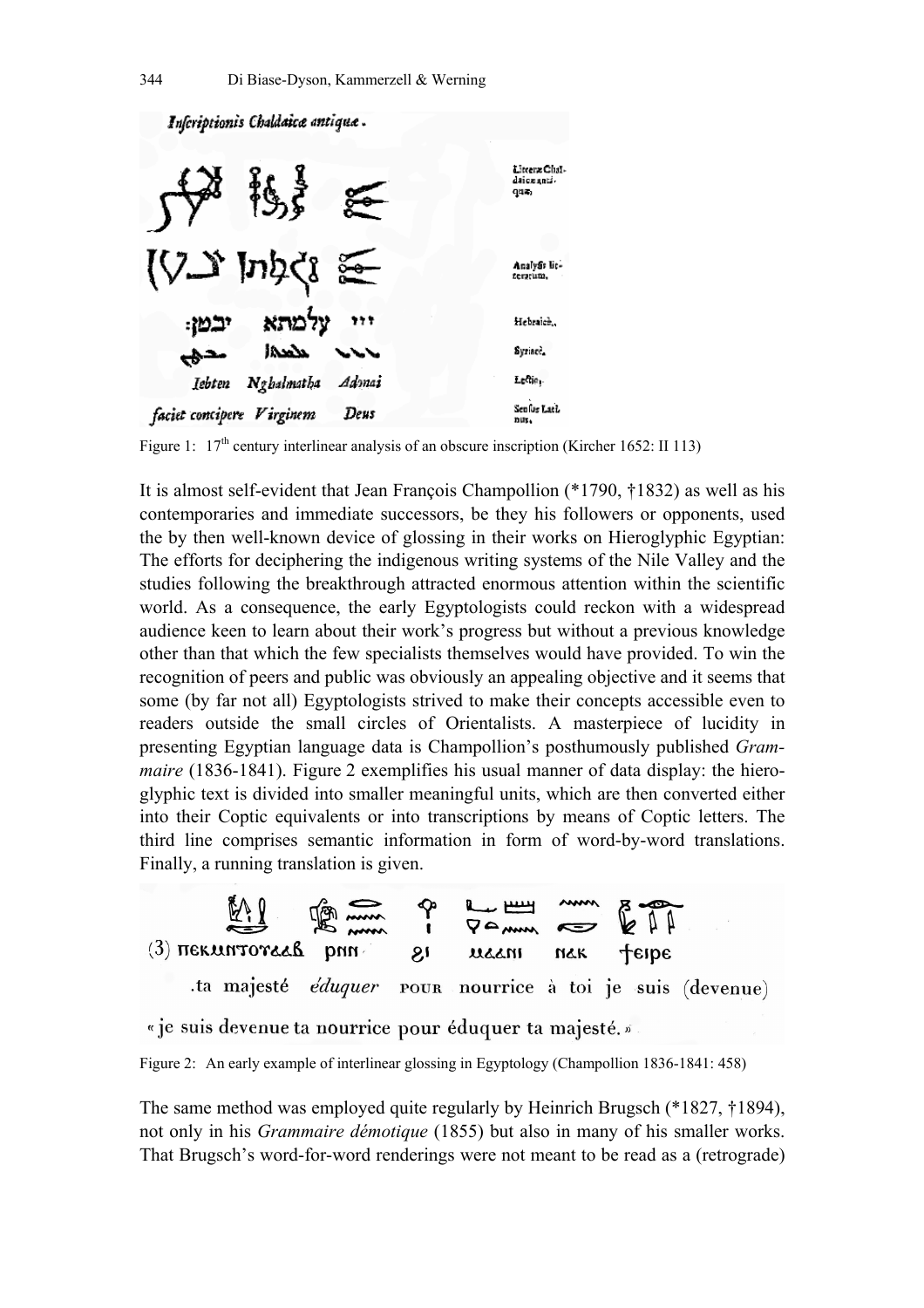Figure 1: 17th century interlinear analysis of an obscure inscription (Kircher 1652: II 113)

It is almost self-evident that Jean François Champollion (*1790, †1832) as well as his contemporaries and immediate successors, be they his followers or opponents, used the by then well-known device of glossing in their works on Hieroglyphic Egyptian: The efforts for deciphering the indigenous writing systems of the Nile Valley and the studies following the breakthrough attracted enormous attention within the scientific world. As a consequence, the early Egyptologists could reckon with a widespread audience keen to learn about their work's progress but without a previous knowledge other than that which the few specialists themselves would have provided. To win the recognition of peers and public was obviously an appealing objective and it seems that some (by far not all) Egyptologists strived to make their concepts accessible even to readers outside the small circles of Orientalists. A masterpiece of lucidity in presenting Egyptian language data is Champollion's posthumously published *Grammaire* (1836-1841). Figure 2 exemplifies his usual manner of data display: the hieroglyphic text is divided into smaller meaningful units, which are then converted either into their Coptic equivalents or into transcriptions by means of Coptic letters. The third line comprises semantic information in form of word-by-word translations. Finally, a running translation is given.

Figure 2: An early example of interlinear glossing in Egyptology (Champollion 1836-1841: 458)

The same method was employed quite regularly by Heinrich Brugsch (*1827, †1894), not only in his *Grammaire démotique* (1855) but also in many of his smaller works. That Brugsch's word-for-word renderings were not meant to be read as a (retrograde)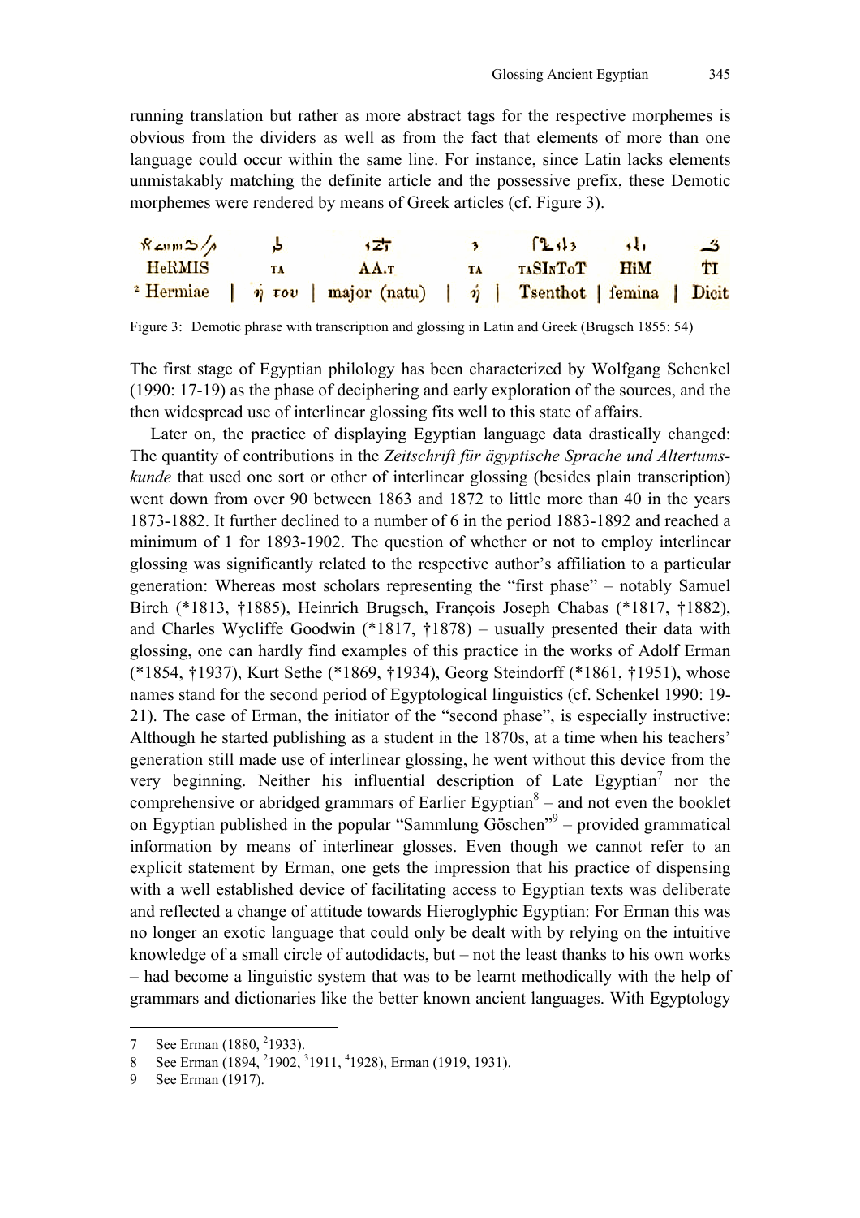running translation but rather as more abstract tags for the respective morphemes is obvious from the dividers as well as from the fact that elements of more than one language could occur within the same line. For instance, since Latin lacks elements unmistakably matching the definite article and the possessive prefix, these Demotic morphemes were rendered by means of Greek articles (cf. Figure 3).

| HeRMIS | TA | AA.T | TA | TASINToT | HiM | TI |
|---|---|---|---|---|---|---|
| ² Hermiae | ἡ του | major (natu) | ἡ | Tsenthot | femina | Dicit |

Figure 3: Demotic phrase with transcription and glossing in Latin and Greek (Brugsch 1855: 54)

The first stage of Egyptian philology has been characterized by Wolfgang Schenkel (1990: 17-19) as the phase of deciphering and early exploration of the sources, and the then widespread use of interlinear glossing fits well to this state of affairs.

Later on, the practice of displaying Egyptian language data drastically changed: The quantity of contributions in the *Zeitschrift für ägyptische Sprache und Altertumskunde* that used one sort or other of interlinear glossing (besides plain transcription) went down from over 90 between 1863 and 1872 to little more than 40 in the years 1873-1882. It further declined to a number of 6 in the period 1883-1892 and reached a minimum of 1 for 1893-1902. The question of whether or not to employ interlinear glossing was significantly related to the respective author's affiliation to a particular generation: Whereas most scholars representing the "first phase" – notably Samuel Birch (*1813, †1885), Heinrich Brugsch, François Joseph Chabas (*1817, †1882), and Charles Wycliffe Goodwin (*1817, †1878) – usually presented their data with glossing, one can hardly find examples of this practice in the works of Adolf Erman (*1854, †1937), Kurt Sethe (*1869, †1934), Georg Steindorff (*1861, †1951), whose names stand for the second period of Egyptological linguistics (cf. Schenkel 1990: 19-21). The case of Erman, the initiator of the "second phase", is especially instructive: Although he started publishing as a student in the 1870s, at a time when his teachers' generation still made use of interlinear glossing, he went without this device from the very beginning. Neither his influential description of Late Egyptian[7] nor the comprehensive or abridged grammars of Earlier Egyptian[8] – and not even the booklet on Egyptian published in the popular "Sammlung Göschen"[9] – provided grammatical information by means of interlinear glosses. Even though we cannot refer to an explicit statement by Erman, one gets the impression that his practice of dispensing with a well established device of facilitating access to Egyptian texts was deliberate and reflected a change of attitude towards Hieroglyphic Egyptian: For Erman this was no longer an exotic language that could only be dealt with by relying on the intuitive knowledge of a small circle of autodidacts, but – not the least thanks to his own works – had become a linguistic system that was to be learnt methodically with the help of grammars and dictionaries like the better known ancient languages. With Egyptology

7 See Erman (1880, ²1933).

8 See Erman (1894, ²1902, ³1911, ⁴1928), Erman (1919, 1931).

9 See Erman (1917).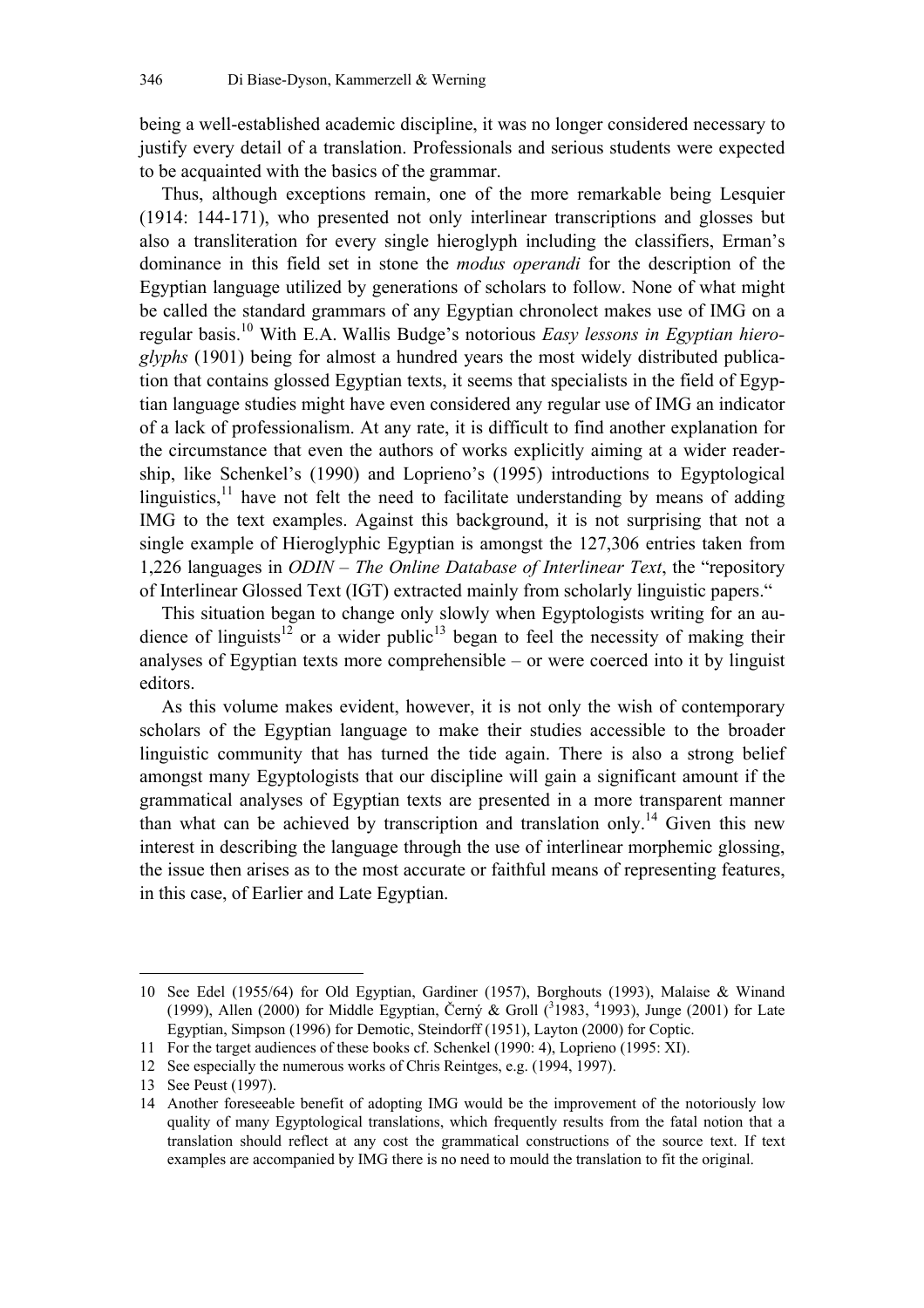being a well-established academic discipline, it was no longer considered necessary to justify every detail of a translation. Professionals and serious students were expected to be acquainted with the basics of the grammar.

Thus, although exceptions remain, one of the more remarkable being Lesquier (1914: 144-171), who presented not only interlinear transcriptions and glosses but also a transliteration for every single hieroglyph including the classifiers, Erman's dominance in this field set in stone the *modus operandi* for the description of the Egyptian language utilized by generations of scholars to follow. None of what might be called the standard grammars of any Egyptian chronolect makes use of IMG on a regular basis.[10] With E.A. Wallis Budge's notorious *Easy lessons in Egyptian hieroglyphs* (1901) being for almost a hundred years the most widely distributed publication that contains glossed Egyptian texts, it seems that specialists in the field of Egyptian language studies might have even considered any regular use of IMG an indicator of a lack of professionalism. At any rate, it is difficult to find another explanation for the circumstance that even the authors of works explicitly aiming at a wider readership, like Schenkel's (1990) and Loprieno's (1995) introductions to Egyptological linguistics,[11] have not felt the need to facilitate understanding by means of adding IMG to the text examples. Against this background, it is not surprising that not a single example of Hieroglyphic Egyptian is amongst the 127,306 entries taken from 1,226 languages in *ODIN – The Online Database of Interlinear Text*, the "repository of Interlinear Glossed Text (IGT) extracted mainly from scholarly linguistic papers."

This situation began to change only slowly when Egyptologists writing for an audience of linguists[12] or a wider public[13] began to feel the necessity of making their analyses of Egyptian texts more comprehensible – or were coerced into it by linguist editors.

As this volume makes evident, however, it is not only the wish of contemporary scholars of the Egyptian language to make their studies accessible to the broader linguistic community that has turned the tide again. There is also a strong belief amongst many Egyptologists that our discipline will gain a significant amount if the grammatical analyses of Egyptian texts are presented in a more transparent manner than what can be achieved by transcription and translation only.[14] Given this new interest in describing the language through the use of interlinear morphemic glossing, the issue then arises as to the most accurate or faithful means of representing features, in this case, of Earlier and Late Egyptian.

---

10 See Edel (1955/64) for Old Egyptian, Gardiner (1957), Borghouts (1993), Malaise & Winand (1999), Allen (2000) for Middle Egyptian, Černý & Groll ([3]1983, [4]1993), Junge (2001) for Late Egyptian, Simpson (1996) for Demotic, Steindorff (1951), Layton (2000) for Coptic.

11 For the target audiences of these books cf. Schenkel (1990: 4), Loprieno (1995: XI).

12 See especially the numerous works of Chris Reintges, e.g. (1994, 1997).

13 See Peust (1997).

14 Another foreseeable benefit of adopting IMG would be the improvement of the notoriously low quality of many Egyptological translations, which frequently results from the fatal notion that a translation should reflect at any cost the grammatical constructions of the source text. If text examples are accompanied by IMG there is no need to mould the translation to fit the original.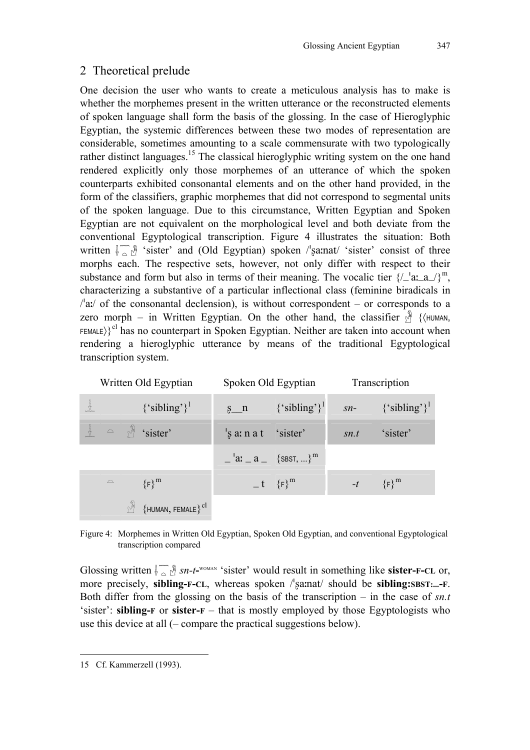## 2 Theoretical prelude

One decision the user who wants to create a meticulous analysis has to make is whether the morphemes present in the written utterance or the reconstructed elements of spoken language shall form the basis of the glossing. In the case of Hieroglyphic Egyptian, the systemic differences between these two modes of representation are considerable, sometimes amounting to a scale commensurate with two typologically rather distinct languages.[15] The classical hieroglyphic writing system on the one hand rendered explicitly only those morphemes of an utterance of which the spoken counterparts exhibited consonantal elements and on the other hand provided, in the form of the classifiers, graphic morphemes that did not correspond to segmental units of the spoken language. Due to this circumstance, Written Egyptian and Spoken Egyptian are not equivalent on the morphological level and both deviate from the conventional Egyptological transcription. Figure 4 illustrates the situation: Both written 𓋴𓈖𓏏𓁐 'sister' and (Old Egyptian) spoken /ˈs̯aːnat/ 'sister' consist of three morphs each. The respective sets, however, not only differ with respect to their substance and form but also in terms of their meaning. The vocalic tier {/\_ˈaː\_a\_/}$^{m}$, characterizing a substantive of a particular inflectional class (feminine biradicals in /ˈaː/ of the consonantal declension), is without correspondent – or corresponds to a zero morph – in Written Egyptian. On the other hand, the classifier 𓁐 {⟨HUMAN, FEMALE⟩}$^{cl}$ has no counterpart in Spoken Egyptian. Neither are taken into account when rendering a hieroglyphic utterance by means of the traditional Egyptological transcription system.

| Written Old Egyptian | | | | Spoken Old Egyptian | | Transcription | |
|---|---|---|---|---|---|---|---|
| 𓋴𓈖 | | | {'sibling'}$^{l}$ | s̯\_\_n | {'sibling'}$^{l}$ | *sn-* | {'sibling'}$^{l}$ |
| 𓋴𓈖 | 𓏏 | 𓁐 | 'sister' | ˈs̯ aː n a t | 'sister' | *sn.t* | 'sister' |
| | | | | \_ ˈaː \_ a \_ | {SBST, ...}$^{m}$ | | |
| | 𓏏 | | {F}$^{m}$ | \_ t | {F}$^{m}$ | *-t* | {F}$^{m}$ |
| | | 𓁐 | {HUMAN, FEMALE}$^{cl}$ | | | | |

Figure 4: Morphemes in Written Old Egyptian, Spoken Old Egyptian, and conventional Egyptological transcription compared

Glossing written 𓋴𓈖𓏏𓁐 *sn-t*-WOMAN 'sister' would result in something like **sister-F-CL** or, more precisely, **sibling-F-CL**, whereas spoken /ˈs̯aːnat/ should be **sibling:SBST:...-F**. Both differ from the glossing on the basis of the transcription – in the case of *sn.t* 'sister': **sibling-F** or **sister-F** – that is mostly employed by those Egyptologists who use this device at all (– compare the practical suggestions below).

15 Cf. Kammerzell (1993).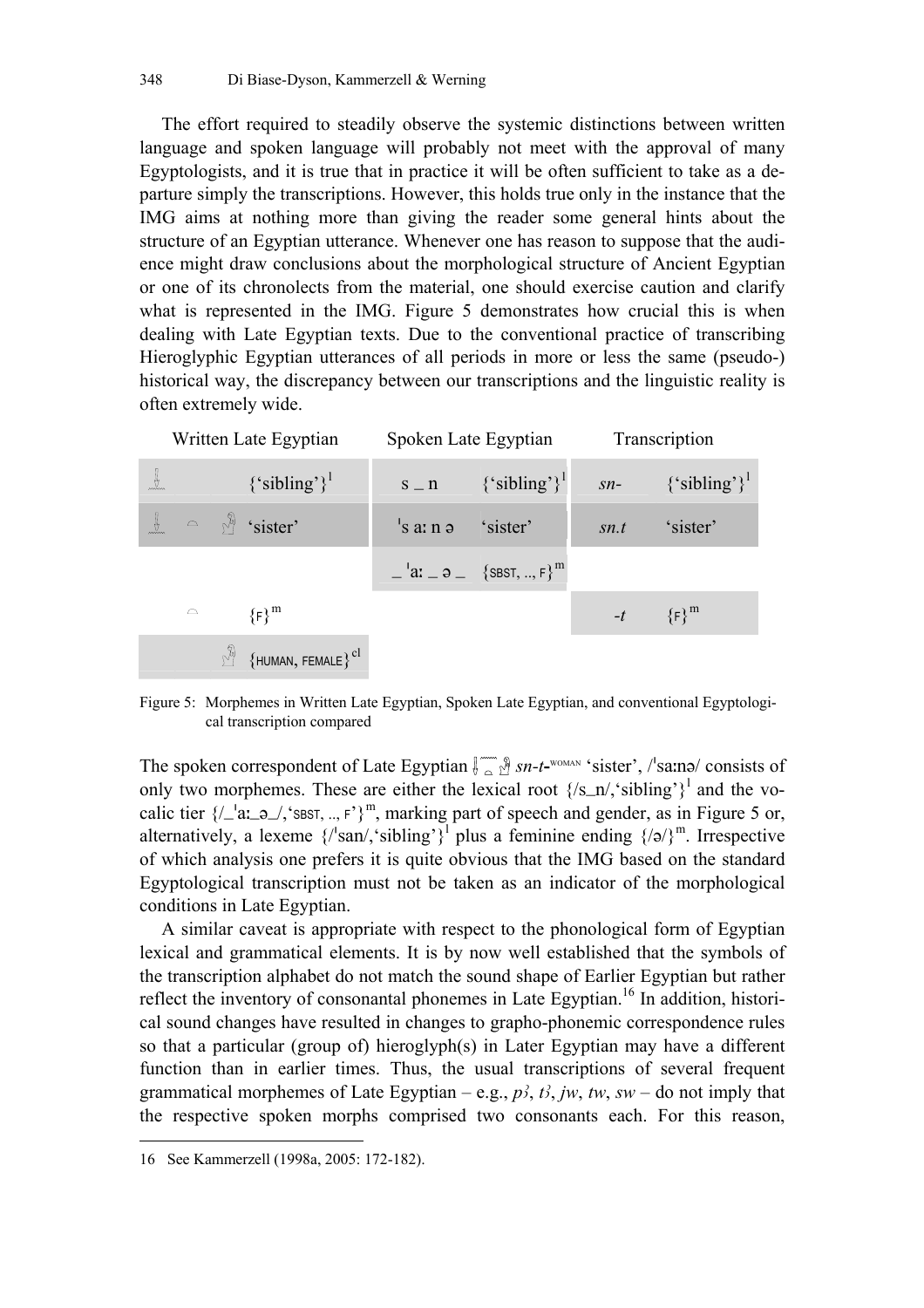The effort required to steadily observe the systemic distinctions between written language and spoken language will probably not meet with the approval of many Egyptologists, and it is true that in practice it will be often sufficient to take as a departure simply the transcriptions. However, this holds true only in the instance that the IMG aims at nothing more than giving the reader some general hints about the structure of an Egyptian utterance. Whenever one has reason to suppose that the audience might draw conclusions about the morphological structure of Ancient Egyptian or one of its chronolects from the material, one should exercise caution and clarify what is represented in the IMG. Figure 5 demonstrates how crucial this is when dealing with Late Egyptian texts. Due to the conventional practice of transcribing Hieroglyphic Egyptian utterances of all periods in more or less the same (pseudo-) historical way, the discrepancy between our transcriptions and the linguistic reality is often extremely wide.

| Written Late Egyptian | | Spoken Late Egyptian | | Transcription | |
|---|---|---|---|---|---|
| [hieroglyph] | {'sibling'}[l] | s _ n | {'sibling'}[l] | *sn-* | {'sibling'}[l] |
| [hieroglyphs] | 'sister' | ˈs aː n ə | 'sister' | *sn.t* | 'sister' |
| | | _ ˈaː _ ə _ | {SBST, .., F}[m] | | |
| [hieroglyph] | {F}[m] | | | *-t* | {F}[m] |
| [hieroglyph] | {HUMAN, FEMALE}[cl] | | | | |

Figure 5: Morphemes in Written Late Egyptian, Spoken Late Egyptian, and conventional Egyptological transcription compared

The spoken correspondent of Late Egyptian [hieroglyphs] *sn-t*-WOMAN 'sister', /ˈsaːnə/ consists of only two morphemes. These are either the lexical root {/s_n/,'sibling'}[l] and the vocalic tier {/_ˈaː_ə_/,'SBST, .., F'}[m], marking part of speech and gender, as in Figure 5 or, alternatively, a lexeme {/ˈsan/,'sibling'}[l] plus a feminine ending {/ə/}[m]. Irrespective of which analysis one prefers it is quite obvious that the IMG based on the standard Egyptological transcription must not be taken as an indicator of the morphological conditions in Late Egyptian.

A similar caveat is appropriate with respect to the phonological form of Egyptian lexical and grammatical elements. It is by now well established that the symbols of the transcription alphabet do not match the sound shape of Earlier Egyptian but rather reflect the inventory of consonantal phonemes in Late Egyptian.[16] In addition, historical sound changes have resulted in changes to grapho-phonemic correspondence rules so that a particular (group of) hieroglyph(s) in Later Egyptian may have a different function than in earlier times. Thus, the usual transcriptions of several frequent grammatical morphemes of Late Egyptian – e.g., *pꜣ*, *tꜣ*, *jw*, *tw*, *sw* – do not imply that the respective spoken morphs comprised two consonants each. For this reason,

16 See Kammerzell (1998a, 2005: 172-182).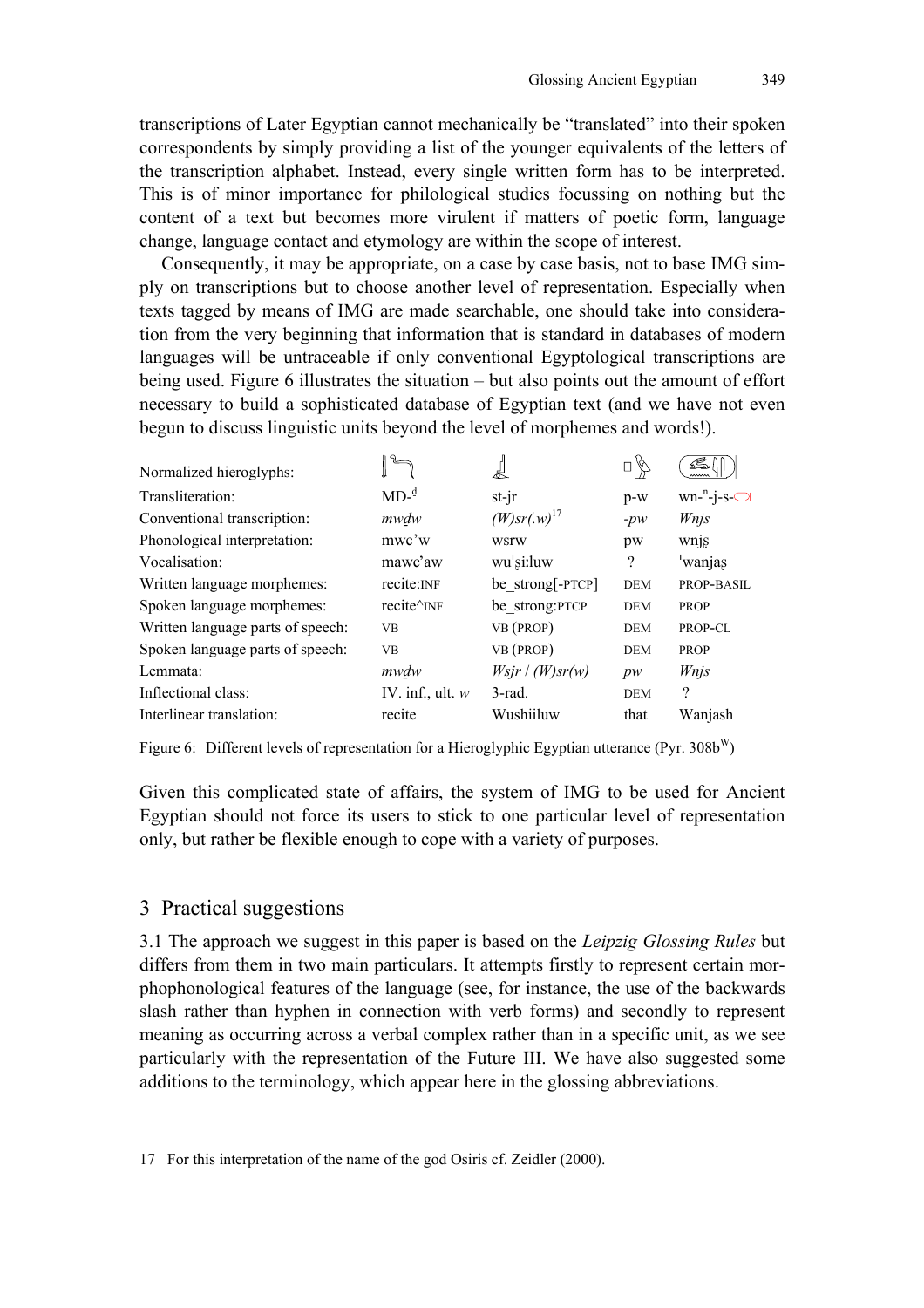transcriptions of Later Egyptian cannot mechanically be "translated" into their spoken correspondents by simply providing a list of the younger equivalents of the letters of the transcription alphabet. Instead, every single written form has to be interpreted. This is of minor importance for philological studies focussing on nothing but the content of a text but becomes more virulent if matters of poetic form, language change, language contact and etymology are within the scope of interest.

Consequently, it may be appropriate, on a case by case basis, not to base IMG simply on transcriptions but to choose another level of representation. Especially when texts tagged by means of IMG are made searchable, one should take into consideration from the very beginning that information that is standard in databases of modern languages will be untraceable if only conventional Egyptological transcriptions are being used. Figure 6 illustrates the situation – but also points out the amount of effort necessary to build a sophisticated database of Egyptian text (and we have not even begun to discuss linguistic units beyond the level of morphemes and words!).

| | | | | |
|---|---|---|---|---|
| Normalized hieroglyphs: | | | | |
| Transliteration: | MD-[d] | st-jr | p-w | wn-[n]-j-s- |
| Conventional transcription: | *mwḏw* | *(W)sr(.w)*[17] | *-pw* | *Wnjs* |
| Phonological interpretation: | mwc'w | wsrw | pw | wnjṣ |
| Vocalisation: | mawc'aw | wu'ṣiːluw | ? | 'wanjaṣ |
| Written language morphemes: | recite:INF | be_strong[-PTCP] | DEM | PROP-BASIL |
| Spoken language morphemes: | recite^INF | be_strong:PTCP | DEM | PROP |
| Written language parts of speech: | VB | VB (PROP) | DEM | PROP-CL |
| Spoken language parts of speech: | VB | VB (PROP) | DEM | PROP |
| Lemmata: | *mwḏw* | *Wsjr / (W)sr(w)* | *pw* | *Wnjs* |
| Inflectional class: | IV. inf., ult. *w* | 3-rad. | DEM | ? |
| Interlinear translation: | recite | Wushiiluw | that | Wanjash |

Figure 6: Different levels of representation for a Hieroglyphic Egyptian utterance (Pyr. 308b[W])

Given this complicated state of affairs, the system of IMG to be used for Ancient Egyptian should not force its users to stick to one particular level of representation only, but rather be flexible enough to cope with a variety of purposes.

## 3 Practical suggestions

3.1 The approach we suggest in this paper is based on the *Leipzig Glossing Rules* but differs from them in two main particulars. It attempts firstly to represent certain morphophonological features of the language (see, for instance, the use of the backwards slash rather than hyphen in connection with verb forms) and secondly to represent meaning as occurring across a verbal complex rather than in a specific unit, as we see particularly with the representation of the Future III. We have also suggested some additions to the terminology, which appear here in the glossing abbreviations.

17 For this interpretation of the name of the god Osiris cf. Zeidler (2000).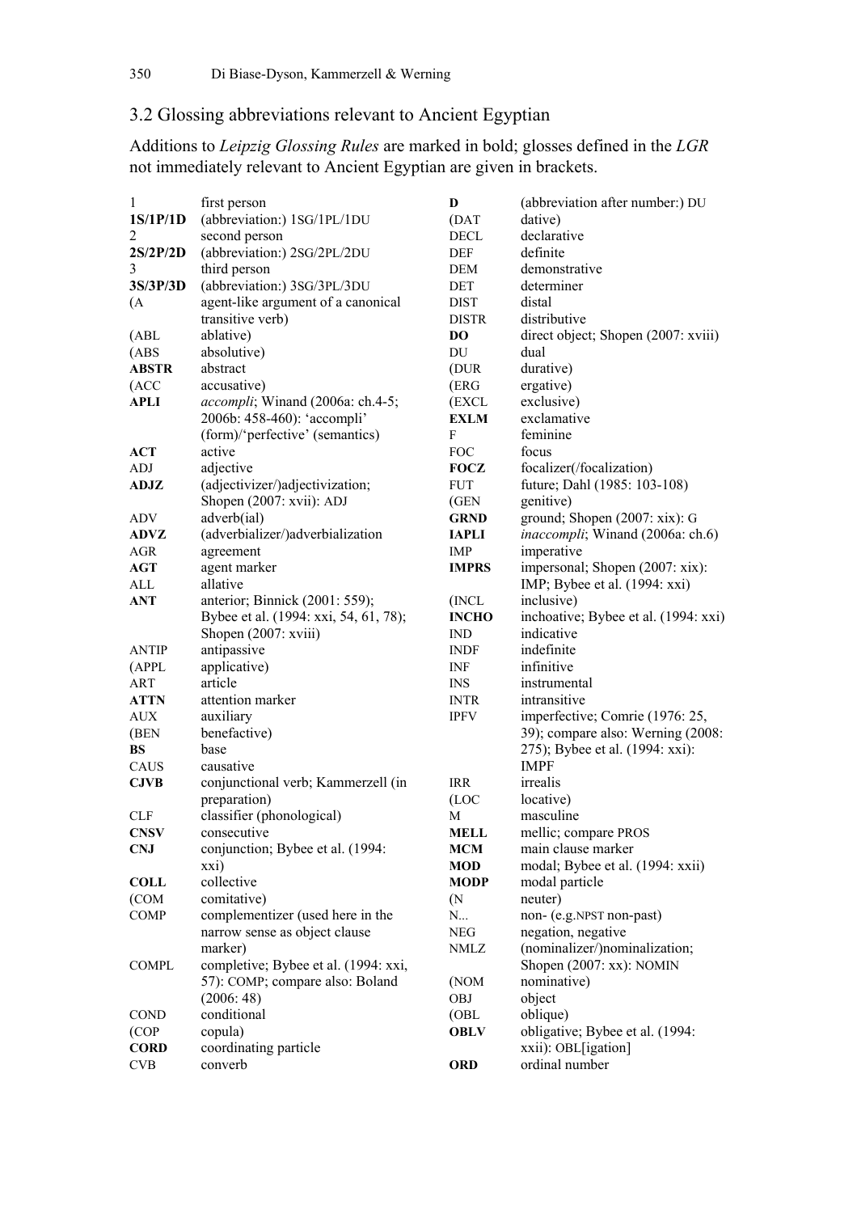## 3.2 Glossing abbreviations relevant to Ancient Egyptian

Additions to *Leipzig Glossing Rules* are marked in bold; glosses defined in the *LGR* not immediately relevant to Ancient Egyptian are given in brackets.

| | |
|---|---|
| 1 | first person |
| **1S/1P/1D** | (abbreviation:) 1SG/1PL/1DU |
| 2 | second person |
| **2S/2P/2D** | (abbreviation:) 2SG/2PL/2DU |
| 3 | third person |
| **3S/3P/3D** | (abbreviation:) 3SG/3PL/3DU |
| (A | agent-like argument of a canonical transitive verb) |
| (ABL | ablative) |
| (ABS | absolutive) |
| **ABSTR** | abstract |
| (ACC | accusative) |
| **APLI** | *accompli*; Winand (2006a: ch.4-5; 2006b: 458-460): 'accompli' (form)/'perfective' (semantics) |
| **ACT** | active |
| ADJ | adjective |
| **ADJZ** | (adjectivizer/)adjectivization; Shopen (2007: xvii): ADJ |
| ADV | adverb(ial) |
| **ADVZ** | (adverbializer/)adverbialization |
| AGR | agreement |
| **AGT** | agent marker |
| ALL | allative |
| **ANT** | anterior; Binnick (2001: 559); Bybee et al. (1994: xxi, 54, 61, 78); Shopen (2007: xviii) |
| ANTIP | antipassive |
| (APPL | applicative) |
| ART | article |
| **ATTN** | attention marker |
| AUX | auxiliary |
| (BEN | benefactive) |
| **BS** | base |
| CAUS | causative |
| **CJVB** | conjunctional verb; Kammerzell (in preparation) |
| CLF | classifier (phonological) |
| **CNSV** | consecutive |
| **CNJ** | conjunction; Bybee et al. (1994: xxi) |
| **COLL** | collective |
| (COM | comitative) |
| COMP | complementizer (used here in the narrow sense as object clause marker) |
| COMPL | completive; Bybee et al. (1994: xxi, 57): COMP; compare also: Boland (2006: 48) |
| COND | conditional |
| (COP | copula) |
| **CORD** | coordinating particle |
| CVB | converb |
| **D** | (abbreviation after number:) DU |
| (DAT | dative) |
| DECL | declarative |
| DEF | definite |
| DEM | demonstrative |
| DET | determiner |
| DIST | distal |
| DISTR | distributive |
| **DO** | direct object; Shopen (2007: xviii) |
| DU | dual |
| (DUR | durative) |
| (ERG | ergative) |
| (EXCL | exclusive) |
| **EXLM** | exclamative |
| F | feminine |
| FOC | focus |
| **FOCZ** | focalizer(/focalization) |
| FUT | future; Dahl (1985: 103-108) |
| (GEN | genitive) |
| **GRND** | ground; Shopen (2007: xix): G |
| **IAPLI** | *inaccompli*; Winand (2006a: ch.6) |
| IMP | imperative |
| **IMPRS** | impersonal; Shopen (2007: xix): IMP; Bybee et al. (1994: xxi) |
| (INCL | inclusive) |
| **INCHO** | inchoative; Bybee et al. (1994: xxi) |
| IND | indicative |
| INDF | indefinite |
| INF | infinitive |
| INS | instrumental |
| INTR | intransitive |
| IPFV | imperfective; Comrie (1976: 25, 39); compare also: Werning (2008: 275); Bybee et al. (1994: xxi): IMPF |
| IRR | irrealis |
| (LOC | locative) |
| M | masculine |
| **MELL** | mellic; compare PROS |
| **MCM** | main clause marker |
| **MOD** | modal; Bybee et al. (1994: xxii) |
| **MODP** | modal particle |
| (N | neuter) |
| N... | non- (e.g.NPST non-past) |
| NEG | negation, negative |
| NMLZ | (nominalizer/)nominalization; Shopen (2007: xx): NOMIN |
| (NOM | nominative) |
| OBJ | object |
| (OBL | oblique) |
| **OBLV** | obligative; Bybee et al. (1994: xxii): OBL[igation] |
| **ORD** | ordinal number |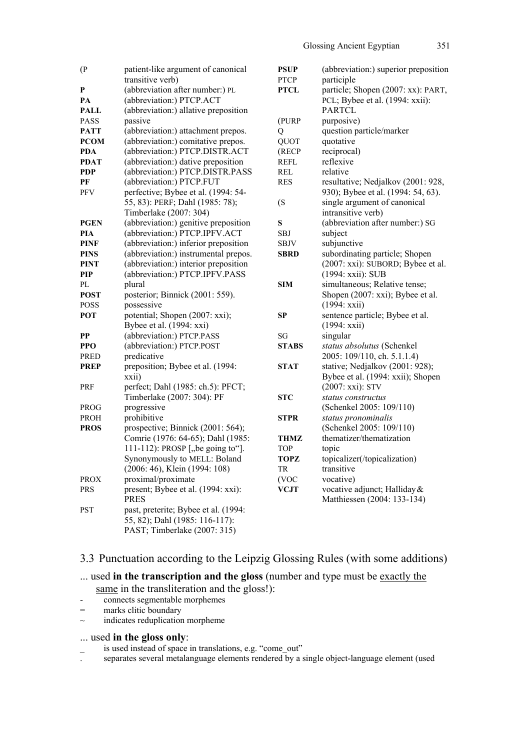| | |
|---|---|
| (P | patient-like argument of canonical transitive verb) |
| **P** | (abbreviation after number:) PL |
| **PA** | (abbreviation:) PTCP.ACT |
| **PALL** | (abbreviation:) allative preposition |
| PASS | passive |
| **PATT** | (abbreviation:) attachment prepos. |
| **PCOM** | (abbreviation:) comitative prepos. |
| **PDA** | (abbreviation:) PTCP.DISTR.ACT |
| **PDAT** | (abbreviation:) dative preposition |
| **PDP** | (abbreviation:) PTCP.DISTR.PASS |
| **PF** | (abbreviation:) PTCP.FUT |
| PFV | perfective; Bybee et al. (1994: 54-55, 83): PERF; Dahl (1985: 78); Timberlake (2007: 304) |
| **PGEN** | (abbreviation:) genitive preposition |
| **PIA** | (abbreviation:) PTCP.IPFV.ACT |
| **PINF** | (abbreviation:) inferior preposition |
| **PINS** | (abbreviation:) instrumental prepos. |
| **PINT** | (abbreviation:) interior preposition |
| **PIP** | (abbreviation:) PTCP.IPFV.PASS |
| PL | plural |
| **POST** | posterior; Binnick (2001: 559). |
| POSS | possessive |
| **POT** | potential; Shopen (2007: xxi); Bybee et al. (1994: xxi) |
| **PP** | (abbreviation:) PTCP.PASS |
| **PPO** | (abbreviation:) PTCP.POST |
| PRED | predicative |
| **PREP** | preposition; Bybee et al. (1994: xxii) |
| PRF | perfect; Dahl (1985: ch.5): PFCT; Timberlake (2007: 304): PF |
| PROG | progressive |
| PROH | prohibitive |
| **PROS** | prospective; Binnick (2001: 564); Comrie (1976: 64-65); Dahl (1985: 111-112): PROSP [„be going to“]. Synonymously to MELL: Boland (2006: 46), Klein (1994: 108) |
| PROX | proximal/proximate |
| PRS | present; Bybee et al. (1994: xxi): PRES |
| PST | past, preterite; Bybee et al. (1994: 55, 82); Dahl (1985: 116-117): PAST; Timberlake (2007: 315) |
| **PSUP** | (abbreviation:) superior preposition |
| PTCP | participle |
| **PTCL** | particle; Shopen (2007: xx): PART, PCL; Bybee et al. (1994: xxii): PARTCL |
| (PURP | purposive) |
| Q | question particle/marker |
| QUOT | quotative |
| (RECP | reciprocal) |
| REFL | reflexive |
| REL | relative |
| RES | resultative; Nedjalkov (2001: 928, 930); Bybee et al. (1994: 54, 63). |
| (S | single argument of canonical intransitive verb) |
| **S** | (abbreviation after number:) SG |
| SBJ | subject |
| SBJV | subjunctive |
| **SBRD** | subordinating particle; Shopen (2007: xxi): SUBORD; Bybee et al. (1994: xxii): SUB |
| **SIM** | simultaneous; Relative tense; Shopen (2007: xxi); Bybee et al. (1994: xxii) |
| **SP** | sentence particle; Bybee et al. (1994: xxii) |
| SG | singular |
| **STABS** | *status absolutus* (Schenkel 2005: 109/110, ch. 5.1.1.4) |
| **STAT** | stative; Nedjalkov (2001: 928); Bybee et al. (1994: xxii); Shopen (2007: xxi): STV |
| **STC** | *status constructus* (Schenkel 2005: 109/110) |
| **STPR** | *status pronominalis* (Schenkel 2005: 109/110) |
| **THMZ** | thematizer/thematization |
| TOP | topic |
| **TOPZ** | topicalizer(/topicalization) |
| TR | transitive |
| (VOC | vocative) |
| **VCJT** | vocative adjunct; Halliday & Matthiessen (2004: 133-134) |

## 3.3 Punctuation according to the Leipzig Glossing Rules (with some additions)

... used **in the transcription and the gloss** (number and type must be <u>exactly the same</u> in the transliteration and the gloss!):

- `-` connects segmentable morphemes
- `=` marks clitic boundary
- `~` indicates reduplication morpheme

... used **in the gloss only**:

- `_` is used instead of space in translations, e.g. “come_out”
- `.` separates several metalanguage elements rendered by a single object-language element (used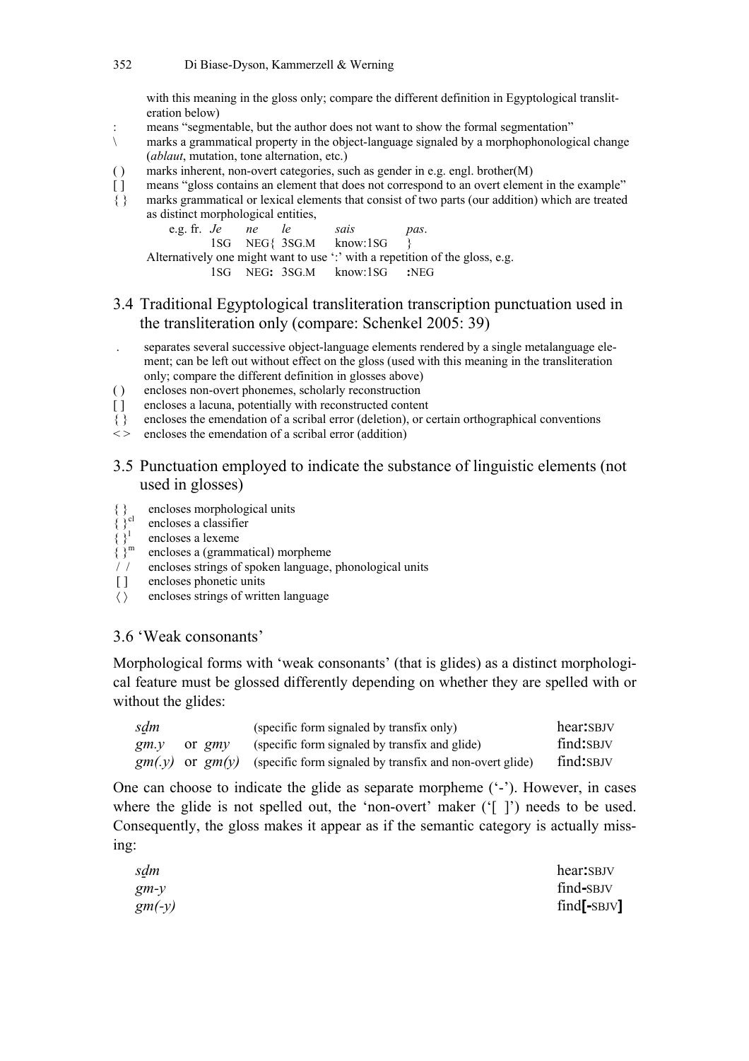with this meaning in the gloss only; compare the different definition in Egyptological transliteration below)

| | |
|---|---|
| : | means "segmentable, but the author does not want to show the formal segmentation" |
| \ | marks a grammatical property in the object-language signaled by a morphophonological change (*ablaut*, mutation, tone alternation, etc.) |
| ( ) | marks inherent, non-overt categories, such as gender in e.g. engl. brother(M) |
| [ ] | means "gloss contains an element that does not correspond to an overt element in the example" |
| { } | marks grammatical or lexical elements that consist of two parts (our addition) which are treated as distinct morphological entities, |

e.g. fr. *Je* *ne* *le* *sais* *pas*.

1SG NEG{ 3SG.M know:1SG }

Alternatively one might want to use ':' with a repetition of the gloss, e.g.

1SG NEG**:** 3SG.M know:1SG **:**NEG

## 3.4 Traditional Egyptological transliteration transcription punctuation used in the transliteration only (compare: Schenkel 2005: 39)

| | |
|---|---|
| . | separates several successive object-language elements rendered by a single metalanguage element; can be left out without effect on the gloss (used with this meaning in the transliteration only; compare the different definition in glosses above) |
| ( ) | encloses non-overt phonemes, scholarly reconstruction |
| [ ] | encloses a lacuna, potentially with reconstructed content |
| { } | encloses the emendation of a scribal error (deletion), or certain orthographical conventions |
| < > | encloses the emendation of a scribal error (addition) |

## 3.5 Punctuation employed to indicate the substance of linguistic elements (not used in glosses)

| | |
|---|---|
| { } | encloses morphological units |
| { }$^{cl}$ | encloses a classifier |
| { }$^{l}$ | encloses a lexeme |
| { }$^{m}$ | encloses a (grammatical) morpheme |
| / / | encloses strings of spoken language, phonological units |
| [ ] | encloses phonetic units |
| ⟨ ⟩ | encloses strings of written language |

## 3.6 'Weak consonants'

Morphological forms with 'weak consonants' (that is glides) as a distinct morphological feature must be glossed differently depending on whether they are spelled with or without the glides:

| | | |
|---|---|---|
| *sḏm* | (specific form signaled by transfix only) | hear**:**SBJV |
| *gm.y* or *gmy* | (specific form signaled by transfix and glide) | find**:**SBJV |
| *gm(.y)* or *gm(y)* | (specific form signaled by transfix and non-overt glide) | find**:**SBJV |

One can choose to indicate the glide as separate morpheme ('-'). However, in cases where the glide is not spelled out, the 'non-overt' maker ('[ ]') needs to be used. Consequently, the gloss makes it appear as if the semantic category is actually missing:

| | |
|---|---|
| *sḏm* | hear**:**SBJV |
| *gm-y* | find**-**SBJV |
| *gm(-y)* | find**[-**SBJV**]** |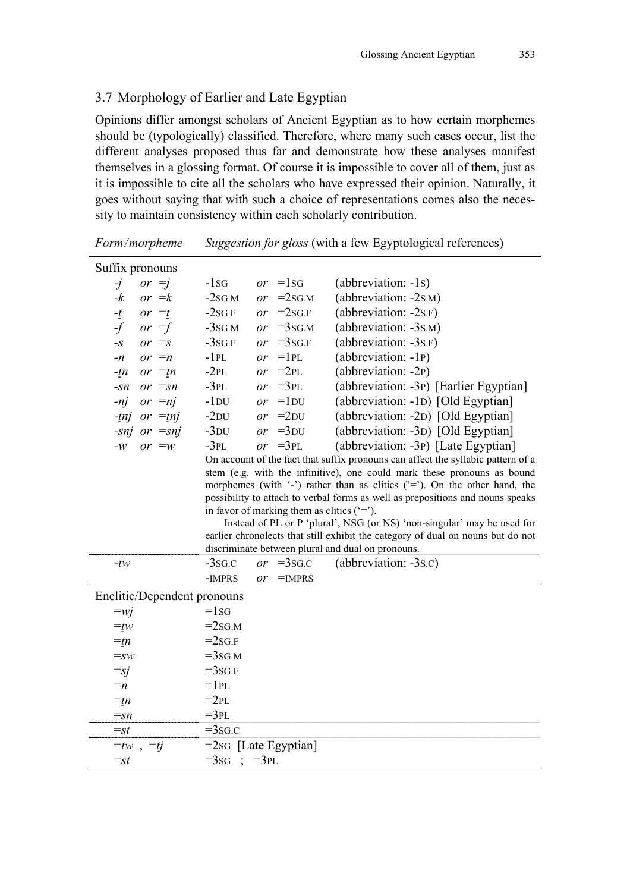## 3.7 Morphology of Earlier and Late Egyptian

Opinions differ amongst scholars of Ancient Egyptian as to how certain morphemes should be (typologically) classified. Therefore, where many such cases occur, list the different analyses proposed thus far and demonstrate how these analyses manifest themselves in a glossing format. Of course it is impossible to cover all of them, just as it is impossible to cite all the scholars who have expressed their opinion. Naturally, it goes without saying that with such a choice of representations comes also the necessity to maintain consistency within each scholarly contribution.

| *Form/morpheme* | *Suggestion for gloss* (with a few Egyptological references) |
|---|---|
| Suffix pronouns | |
| *-j* *or* *=j* | -1SG *or* =1SG (abbreviation: -1S) |
| *-k* *or* *=k* | -2SG.M *or* =2SG.M (abbreviation: -2S.M) |
| *-ṯ* *or* *=ṯ* | -2SG.F *or* =2SG.F (abbreviation: -2S.F) |
| *-f* *or* *=f* | -3SG.M *or* =3SG.M (abbreviation: -3S.M) |
| *-s* *or* *=s* | -3SG.F *or* =3SG.F (abbreviation: -3S.F) |
| *-n* *or* *=n* | -1PL *or* =1PL (abbreviation: -1P) |
| *-ṯn* *or* *=ṯn* | -2PL *or* =2PL (abbreviation: -2P) |
| *-sn* *or* *=sn* | -3PL *or* =3PL (abbreviation: -3P) [Earlier Egyptian] |
| *-nj* *or* *=nj* | -1DU *or* =1DU (abbreviation: -1D) [Old Egyptian] |
| *-ṯnj* *or* *=ṯnj* | -2DU *or* =2DU (abbreviation: -2D) [Old Egyptian] |
| *-snj* *or* *=snj* | -3DU *or* =3DU (abbreviation: -3D) [Old Egyptian] |
| *-w* *or* *=w* | -3PL *or* =3PL (abbreviation: -3P) [Late Egyptian] |
| | On account of the fact that suffix pronouns can affect the syllabic pattern of a stem (e.g. with the infinitive), one could mark these pronouns as bound morphemes (with '-') rather than as clitics ('='). On the other hand, the possibility to attach to verbal forms as well as prepositions and nouns speaks in favor of marking them as clitics ('='). Instead of PL or P 'plural', NSG (or NS) 'non-singular' may be used for earlier chronolects that still exhibit the category of dual on nouns but do not discriminate between plural and dual on pronouns. |
| *-tw* | -3SG.C *or* =3SG.C (abbreviation: -3S.C) |
| | -IMPRS *or* =IMPRS |
| Enclitic/Dependent pronouns | |
| *=wj* | =1SG |
| *=ṯw* | =2SG.M |
| *=ṯn* | =2SG.F |
| *=sw* | =3SG.M |
| *=sj* | =3SG.F |
| *=n* | =1PL |
| *=ṯn* | =2PL |
| *=sn* | =3PL |
| *=st* | =3SG.C |
| *=tw* , *=tj* | =2SG [Late Egyptian] |
| *=st* | =3SG ; =3PL |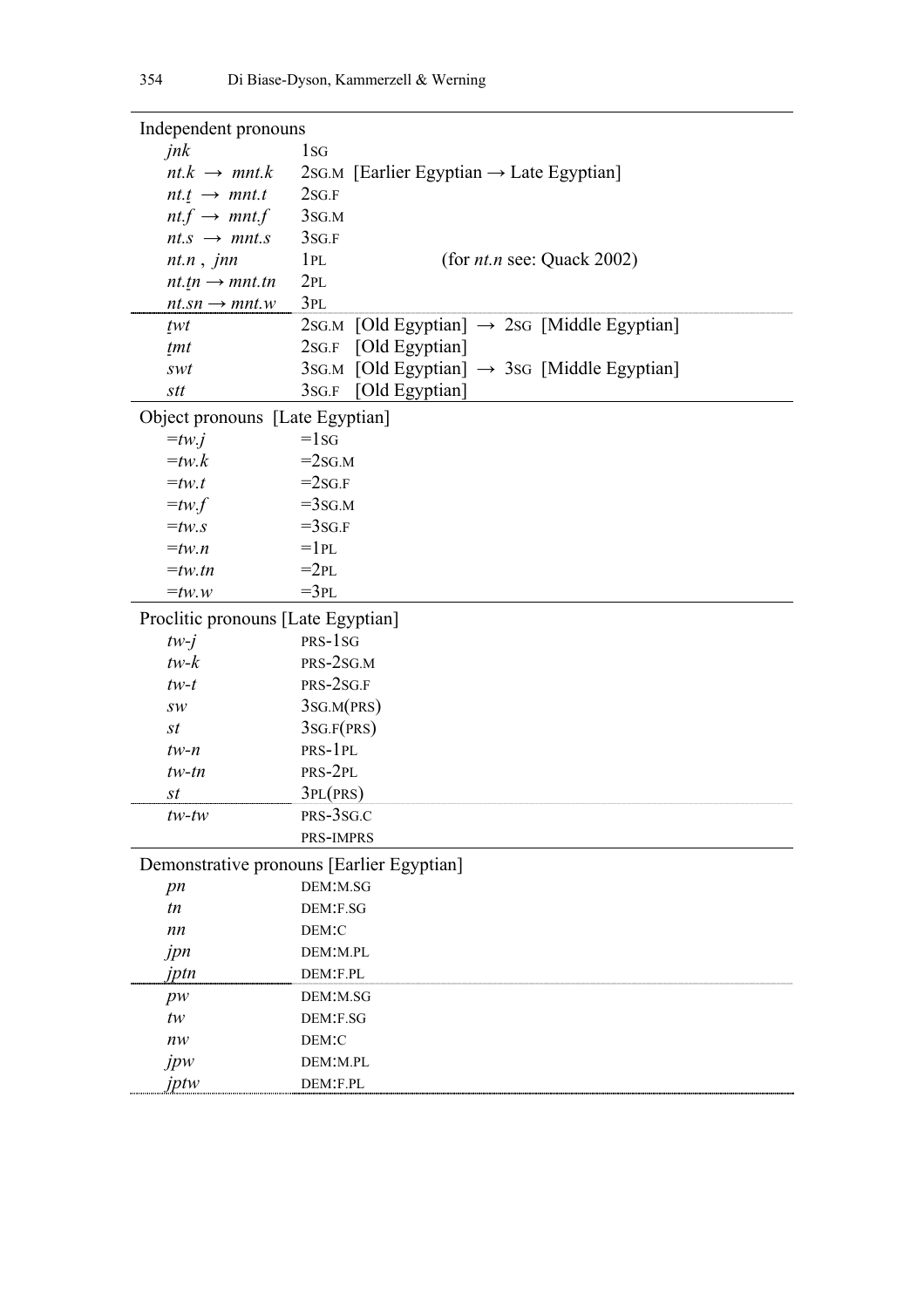| Independent pronouns | |
|---|---|
| *jnk* | 1SG |
| *nt.k* → *mnt.k* | 2SG.M [Earlier Egyptian → Late Egyptian] |
| *nt.ṯ* → *mnt.t* | 2SG.F |
| *nt.f* → *mnt.f* | 3SG.M |
| *nt.s* → *mnt.s* | 3SG.F |
| *nt.n* , *jnn* | 1PL (for *nt.n* see: Quack 2002) |
| *nt.ṯn* → *mnt.tn* | 2PL |
| *nt.sn* → *mnt.w* | 3PL |
| *ṯwt* | 2SG.M [Old Egyptian] → 2SG [Middle Egyptian] |
| *ṯmt* | 2SG.F [Old Egyptian] |
| *swt* | 3SG.M [Old Egyptian] → 3SG [Middle Egyptian] |
| *stt* | 3SG.F [Old Egyptian] |
| **Object pronouns [Late Egyptian]** | |
| *=tw.j* | =1SG |
| *=tw.k* | =2SG.M |
| *=tw.t* | =2SG.F |
| *=tw.f* | =3SG.M |
| *=tw.s* | =3SG.F |
| *=tw.n* | =1PL |
| *=tw.tn* | =2PL |
| *=tw.w* | =3PL |
| **Proclitic pronouns [Late Egyptian]** | |
| *tw-j* | PRS-1SG |
| *tw-k* | PRS-2SG.M |
| *tw-t* | PRS-2SG.F |
| *sw* | 3SG.M(PRS) |
| *st* | 3SG.F(PRS) |
| *tw-n* | PRS-1PL |
| *tw-tn* | PRS-2PL |
| *st* | 3PL(PRS) |
| *tw-tw* | PRS-3SG.C |
| | PRS-IMPRS |
| **Demonstrative pronouns [Earlier Egyptian]** | |
| *pn* | DEM:M.SG |
| *tn* | DEM:F.SG |
| *nn* | DEM:C |
| *jpn* | DEM:M.PL |
| *jptn* | DEM:F.PL |
| *pw* | DEM:M.SG |
| *tw* | DEM:F.SG |
| *nw* | DEM:C |
| *jpw* | DEM:M.PL |
| *jptw* | DEM:F.PL |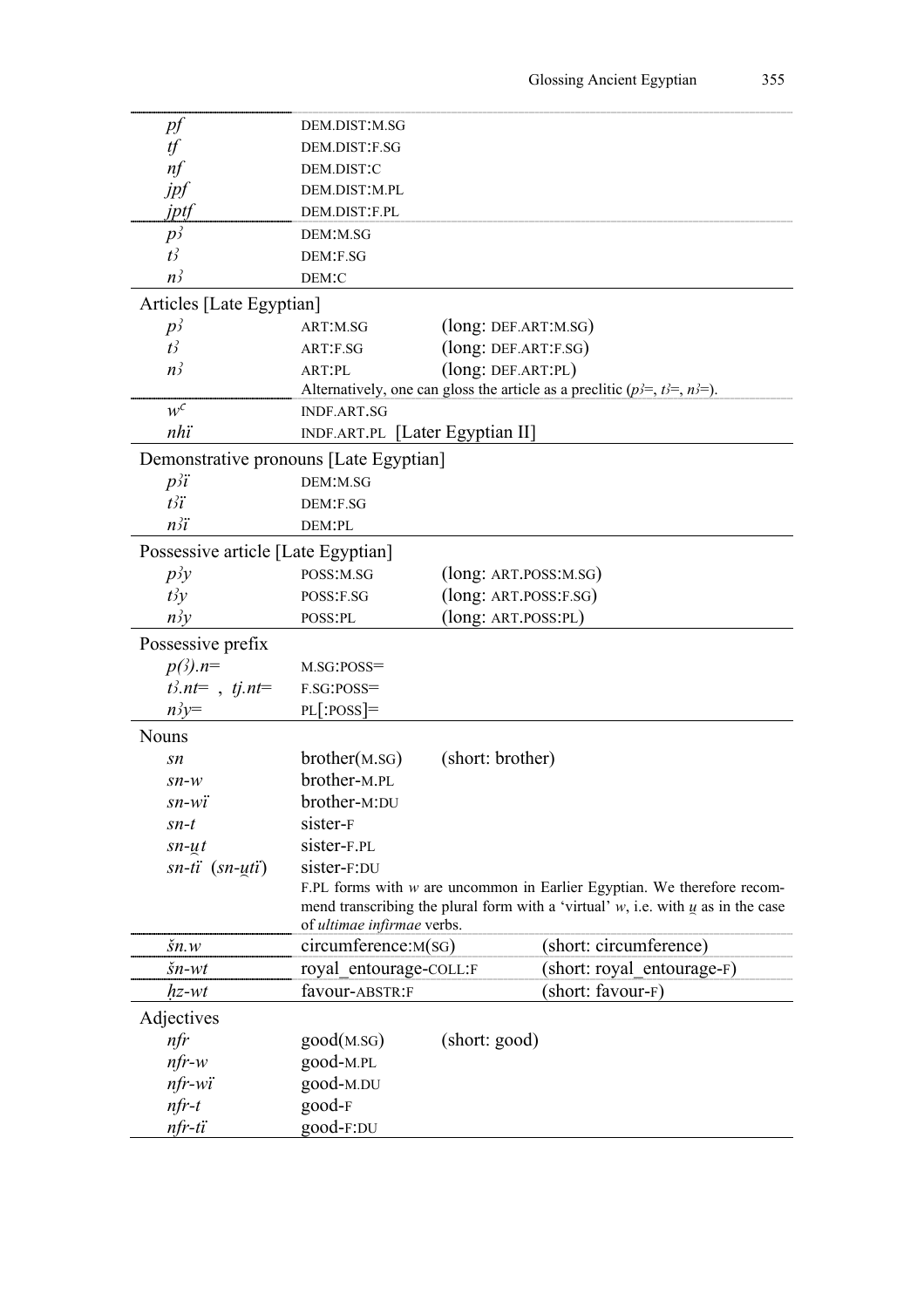| | | |
|---|---|---|
| *pf* | DEM.DIST:M.SG | |
| *tf* | DEM.DIST:F.SG | |
| *nf* | DEM.DIST:C | |
| *jpf* | DEM.DIST:M.PL | |
| *jptf* | DEM.DIST:F.PL | |
| *pꜣ* | DEM:M.SG | |
| *tꜣ* | DEM:F.SG | |
| *nꜣ* | DEM:C | |
| **Articles [Late Egyptian]** | | |
| *pꜣ* | ART:M.SG | (long: DEF.ART:M.SG) |
| *tꜣ* | ART:F.SG | (long: DEF.ART:F.SG) |
| *nꜣ* | ART:PL | (long: DEF.ART:PL) |
| | Alternatively, one can gloss the article as a preclitic (*pꜣ*=, *tꜣ*=, *nꜣ*=). | |
| *wꜥ* | INDF.ART.SG | |
| *nhï* | INDF.ART.PL [Later Egyptian II] | |
| **Demonstrative pronouns [Late Egyptian]** | | |
| *pꜣï* | DEM:M.SG | |
| *tꜣï* | DEM:F.SG | |
| *nꜣï* | DEM:PL | |
| **Possessive article [Late Egyptian]** | | |
| *pꜣy* | POSS:M.SG | (long: ART.POSS:M.SG) |
| *tꜣy* | POSS:F.SG | (long: ART.POSS:F.SG) |
| *nꜣy* | POSS:PL | (long: ART.POSS:PL) |
| **Possessive prefix** | | |
| *p(ꜣ).n*= | M.SG:POSS= | |
| *tꜣ.nt*= , *tj.nt*= | F.SG:POSS= | |
| *nꜣy*= | PL[:POSS]= | |
| **Nouns** | | |
| *sn* | brother(M.SG) | (short: brother) |
| *sn-w* | brother-M.PL | |
| *sn-wï* | brother-M:DU | |
| *sn-t* | sister-F | |
| *sn-u̯t* | sister-F.PL | |
| *sn-tï* (*sn-u̯tï*) | sister-F:DU | |
| | F.PL forms with *w* are uncommon in Earlier Egyptian. We therefore recommend transcribing the plural form with a 'virtual' *w*, i.e. with *u̯* as in the case of *ultimae infirmae* verbs. | |
| *šn.w* | circumference:M(SG) | (short: circumference) |
| *šn-wt* | royal_entourage-COLL:F | (short: royal_entourage-F) |
| *ḥz-wt* | favour-ABSTR:F | (short: favour-F) |
| **Adjectives** | | |
| *nfr* | good(M.SG) | (short: good) |
| *nfr-w* | good-M.PL | |
| *nfr-wï* | good-M.DU | |
| *nfr-t* | good-F | |
| *nfr-tï* | good-F:DU | |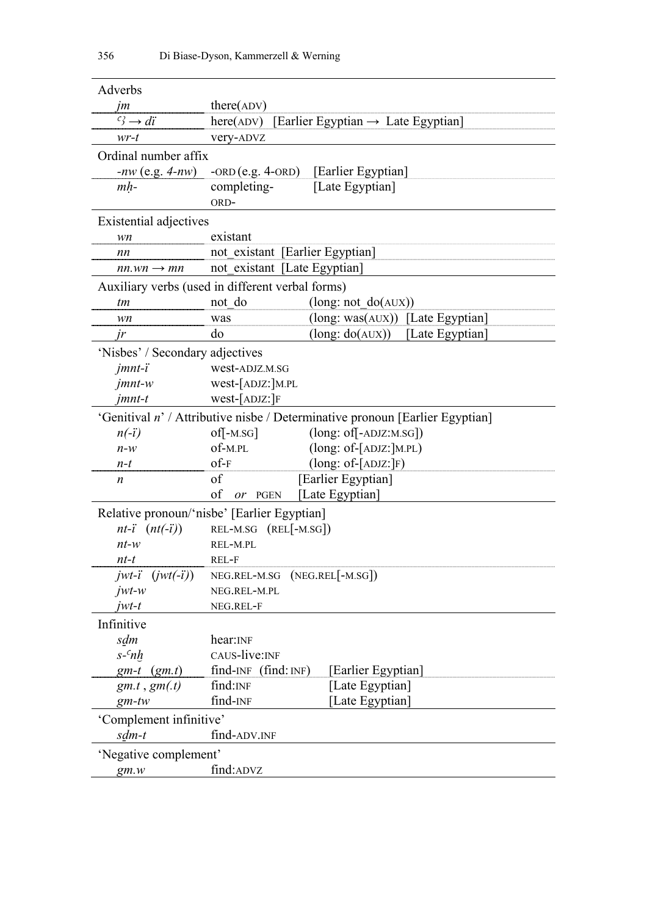| | | | |
|---|---|---|---|
| Adverbs | | | |
| *jm* | there(ADV) | | |
| *ꜣ → dï* | here(ADV) | [Earlier Egyptian → Late Egyptian] | |
| *wr-t* | very-ADVZ | | |
| Ordinal number affix | | | |
| *-nw* (e.g. *4-nw*) | -ORD (e.g. 4-ORD) | [Earlier Egyptian] | |
| *mḥ-* | completing-ORD- | [Late Egyptian] | |
| Existential adjectives | | | |
| *wn* | existant | | |
| *nn* | not_existant | [Earlier Egyptian] | |
| *nn.wn → mn* | not_existant | [Late Egyptian] | |
| Auxiliary verbs (used in different verbal forms) | | | |
| *tm* | not_do | (long: not_do(AUX)) | |
| *wn* | was | (long: was(AUX)) | [Late Egyptian] |
| *jr* | do | (long: do(AUX)) | [Late Egyptian] |
| 'Nisbes' / Secondary adjectives | | | |
| *jmnt-ï* | west-ADJZ.M.SG | | |
| *jmnt-w* | west-[ADJZ:]M.PL | | |
| *jmnt-t* | west-[ADJZ:]F | | |
| 'Genitival *n*' / Attributive nisbe / Determinative pronoun [Earlier Egyptian] | | | |
| *n(-ï)* | of[-M.SG] | (long: of[-ADJZ:M.SG]) | |
| *n-w* | of-M.PL | (long: of-[ADJZ:]M.PL) | |
| *n-t* | of-F | (long: of-[ADJZ:]F) | |
| *n* | of | [Earlier Egyptian] | |
| | of *or* PGEN | [Late Egyptian] | |
| Relative pronoun/'nisbe' [Earlier Egyptian] | | | |
| *nt-ï* (*nt(-ï)*) | REL-M.SG (REL[-M.SG]) | | |
| *nt-w* | REL-M.PL | | |
| *nt-t* | REL-F | | |
| *jwt-ï* (*jwt(-ï)*) | NEG.REL-M.SG (NEG.REL[-M.SG]) | | |
| *jwt-w* | NEG.REL-M.PL | | |
| *jwt-t* | NEG.REL-F | | |
| Infinitive | | | |
| *sḏm* | hear:INF | | |
| *s-ꜥnḫ* | CAUS-live:INF | | |
| *gm-t* (*gm.t*) | find-INF (find:INF) | [Earlier Egyptian] | |
| *gm.t* , *gm(.t)* | find:INF | [Late Egyptian] | |
| *gm-tw* | find-INF | [Late Egyptian] | |
| 'Complement infinitive' | | | |
| *sḏm-t* | find-ADV.INF | | |
| 'Negative complement' | | | |
| *gm.w* | find:ADVZ | | |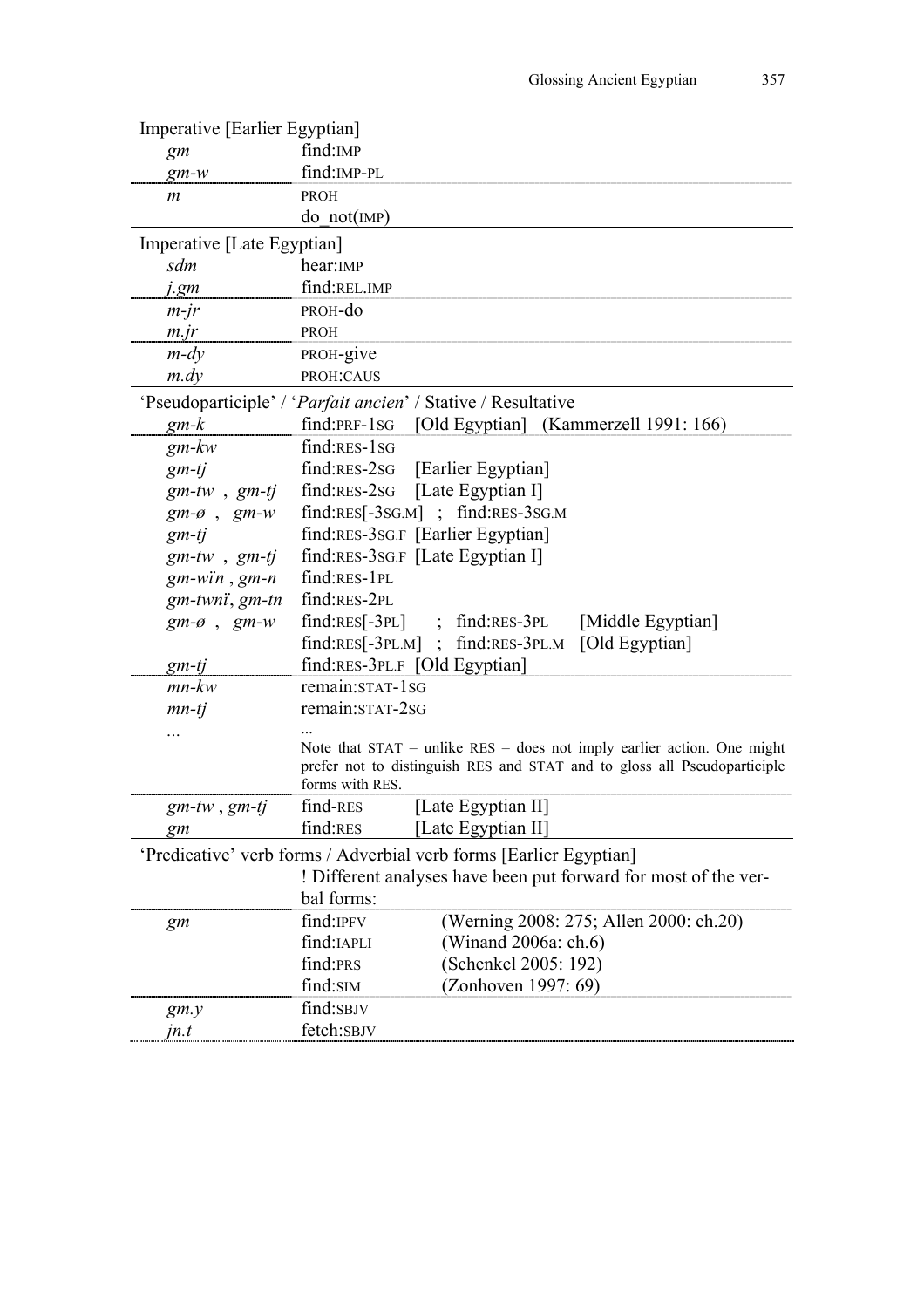| | |
|---|---|
| Imperative [Earlier Egyptian] | |
| *gm* | find:IMP |
| *gm-w* | find:IMP-PL |
| *m* | PROH |
| | do_not(IMP) |
| Imperative [Late Egyptian] | |
| *sdm* | hear:IMP |
| *j.gm* | find:REL.IMP |
| *m-jr* | PROH-do |
| *m.jr* | PROH |
| *m-dy* | PROH-give |
| *m.dy* | PROH:CAUS |
| 'Pseudoparticiple' / '*Parfait ancien*' / Stative / Resultative | |
| *gm-k* | find:PRF-1SG [Old Egyptian] (Kammerzell 1991: 166) |
| *gm-kw* | find:RES-1SG |
| *gm-tj* | find:RES-2SG [Earlier Egyptian] |
| *gm-tw* , *gm-tj* | find:RES-2SG [Late Egyptian I] |
| *gm-ø* , *gm-w* | find:RES[-3SG.M] ; find:RES-3SG.M |
| *gm-tj* | find:RES-3SG.F [Earlier Egyptian] |
| *gm-tw* , *gm-tj* | find:RES-3SG.F [Late Egyptian I] |
| *gm-wïn* , *gm-n* | find:RES-1PL |
| *gm-twnï*, *gm-tn* | find:RES-2PL |
| *gm-ø* , *gm-w* | find:RES[-3PL] ; find:RES-3PL [Middle Egyptian] |
| | find:RES[-3PL.M] ; find:RES-3PL.M [Old Egyptian] |
| *gm-tj* | find:RES-3PL.F [Old Egyptian] |
| *mn-kw* | remain:STAT-1SG |
| *mn-tj* | remain:STAT-2SG |
| ... | ... |
| | Note that STAT – unlike RES – does not imply earlier action. One might prefer not to distinguish RES and STAT and to gloss all Pseudoparticiple forms with RES. |
| *gm-tw* , *gm-tj* | find-RES [Late Egyptian II] |
| *gm* | find:RES [Late Egyptian II] |
| 'Predicative' verb forms / Adverbial verb forms [Earlier Egyptian] | |
| | ! Different analyses have been put forward for most of the verbal forms: |
| *gm* | find:IPFV (Werning 2008: 275; Allen 2000: ch.20) |
| | find:IAPLI (Winand 2006a: ch.6) |
| | find:PRS (Schenkel 2005: 192) |
| | find:SIM (Zonhoven 1997: 69) |
| *gm.y* | find:SBJV |
| *jn.t* | fetch:SBJV |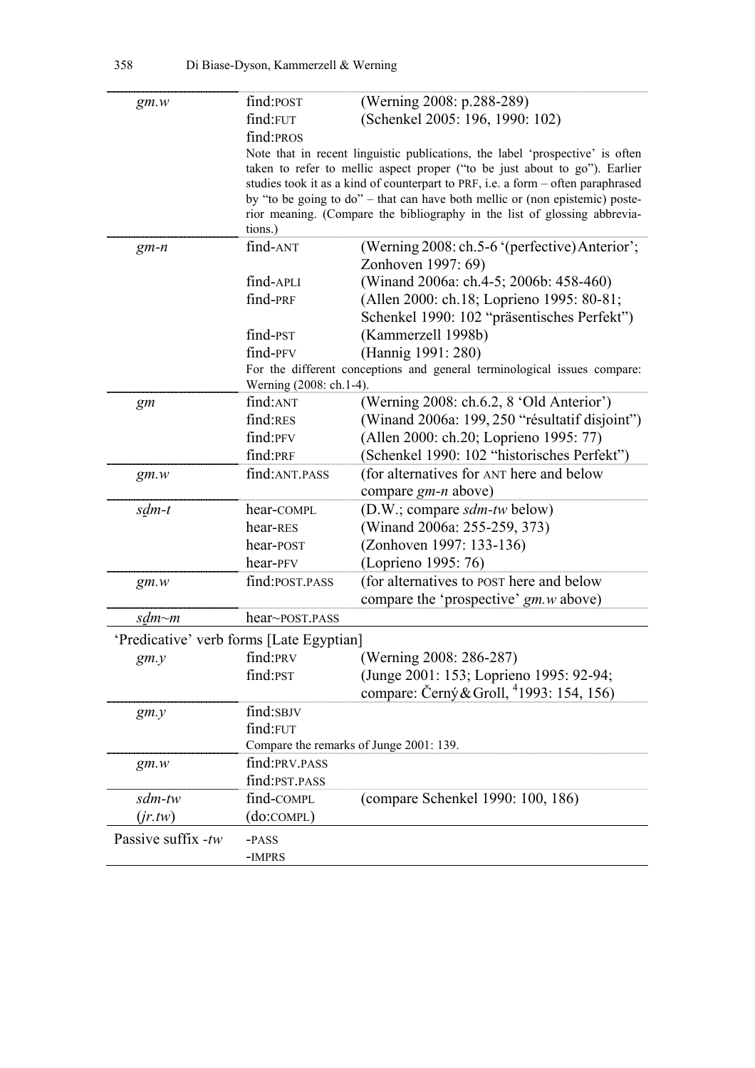| | | |
|---|---|---|
| *gm.w* | find:POST | (Werning 2008: p.288-289) |
| | find:FUT | (Schenkel 2005: 196, 1990: 102) |
| | find:PROS | |
| | Note that in recent linguistic publications, the label 'prospective' is often taken to refer to mellic aspect proper ("to be just about to go"). Earlier studies took it as a kind of counterpart to PRF, i.e. a form – often paraphrased by "to be going to do" – that can have both mellic or (non epistemic) posterior meaning. (Compare the bibliography in the list of glossing abbreviations.) | |
| *gm-n* | find-ANT | (Werning 2008: ch.5-6 '(perfective) Anterior'; Zonhoven 1997: 69) |
| | find-APLI | (Winand 2006a: ch.4-5; 2006b: 458-460) |
| | find-PRF | (Allen 2000: ch.18; Loprieno 1995: 80-81; Schenkel 1990: 102 "präsentisches Perfekt") |
| | find-PST | (Kammerzell 1998b) |
| | find-PFV | (Hannig 1991: 280) |
| | For the different conceptions and general terminological issues compare: Werning (2008: ch.1-4). | |
| *gm* | find:ANT | (Werning 2008: ch.6.2, 8 'Old Anterior') |
| | find:RES | (Winand 2006a: 199, 250 "résultatif disjoint") |
| | find:PFV | (Allen 2000: ch.20; Loprieno 1995: 77) |
| | find:PRF | (Schenkel 1990: 102 "historisches Perfekt") |
| *gm.w* | find:ANT.PASS | (for alternatives for ANT here and below compare *gm-n* above) |
| *sḏm-t* | hear-COMPL | (D.W.; compare *sdm-tw* below) |
| | hear-RES | (Winand 2006a: 255-259, 373) |
| | hear-POST | (Zonhoven 1997: 133-136) |
| | hear-PFV | (Loprieno 1995: 76) |
| *gm.w* | find:POST.PASS | (for alternatives to POST here and below compare the 'prospective' *gm.w* above) |
| *sḏm~m* | hear~POST.PASS | |
| 'Predicative' verb forms [Late Egyptian] | | |
| *gm.y* | find:PRV | (Werning 2008: 286-287) |
| | find:PST | (Junge 2001: 153; Loprieno 1995: 92-94; compare: Černý & Groll, [4]1993: 154, 156) |
| *gm.y* | find:SBJV | |
| | find:FUT | |
| | Compare the remarks of Junge 2001: 139. | |
| *gm.w* | find:PRV.PASS | |
| | find:PST.PASS | |
| *sdm-tw* | find-COMPL | (compare Schenkel 1990: 100, 186) |
| (*jr.tw*) | (do:COMPL) | |
| Passive suffix *-tw* | -PASS | |
| | -IMPRS | |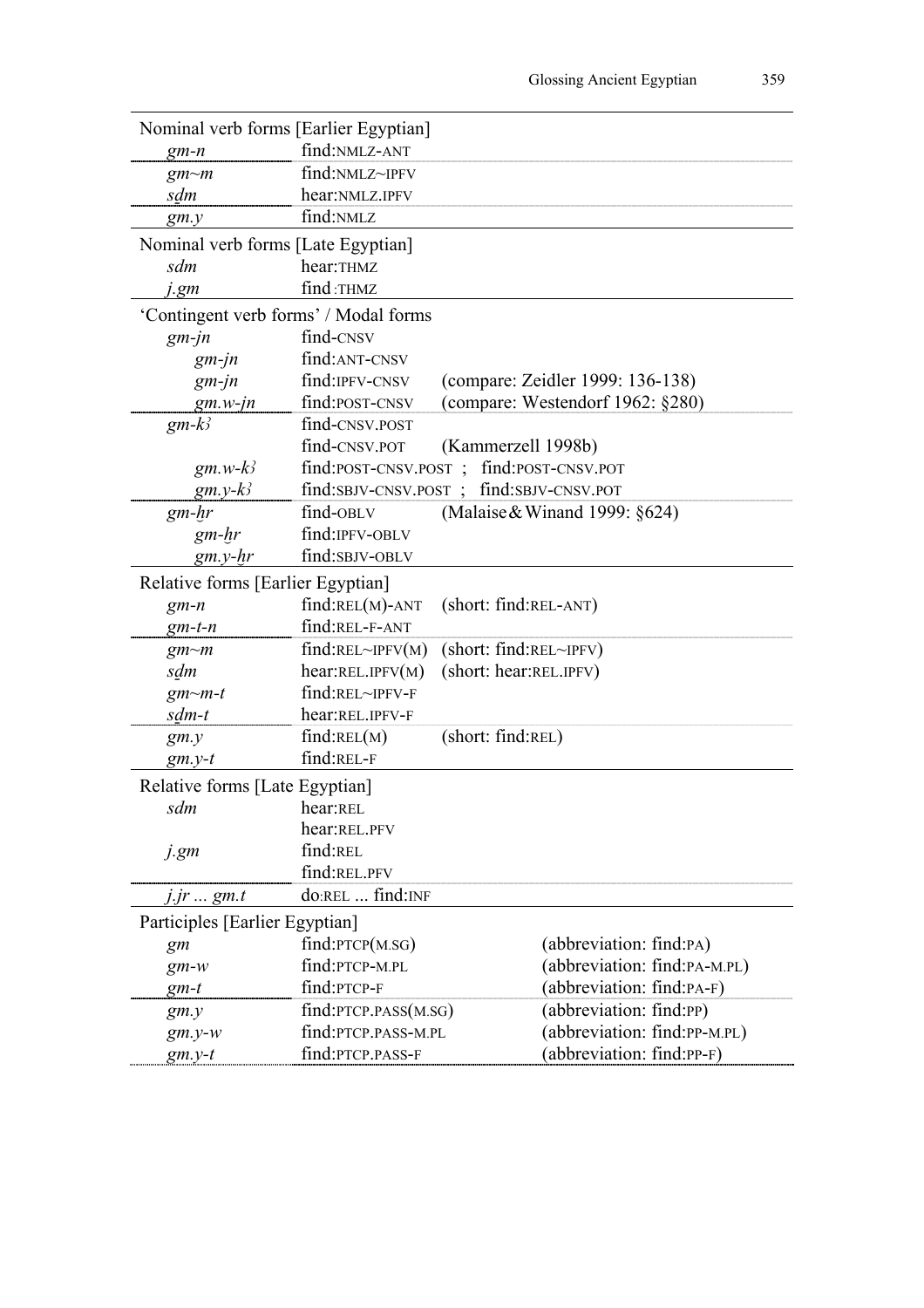| | | |
|---|---|---|
| **Nominal verb forms [Earlier Egyptian]** | | |
| *gm-n* | find:NMLZ-ANT | |
| *gm~m* | find:NMLZ~IPFV | |
| *sḏm* | hear:NMLZ.IPFV | |
| *gm.y* | find:NMLZ | |
| **Nominal verb forms [Late Egyptian]** | | |
| *sdm* | hear:THMZ | |
| *j.gm* | find:THMZ | |
| **'Contingent verb forms' / Modal forms** | | |
| *gm-jn* | find-CNSV | |
| *gm-jn* | find:ANT-CNSV | |
| *gm-jn* | find:IPFV-CNSV | (compare: Zeidler 1999: 136-138) |
| *gm.w-jn* | find:POST-CNSV | (compare: Westendorf 1962: §280) |
| *gm-kꜣ* | find-CNSV.POST | |
| | find-CNSV.POT | (Kammerzell 1998b) |
| *gm.w-kꜣ* | find:POST-CNSV.POST ; find:POST-CNSV.POT | |
| *gm.y-kꜣ* | find:SBJV-CNSV.POST ; find:SBJV-CNSV.POT | |
| *gm-ḫr* | find-OBLV | (Malaise & Winand 1999: §624) |
| *gm-ḫr* | find:IPFV-OBLV | |
| *gm.y-ḫr* | find:SBJV-OBLV | |
| **Relative forms [Earlier Egyptian]** | | |
| *gm-n* | find:REL(M)-ANT | (short: find:REL-ANT) |
| *gm-t-n* | find:REL-F-ANT | |
| *gm~m* | find:REL~IPFV(M) | (short: find:REL~IPFV) |
| *sḏm* | hear:REL.IPFV(M) | (short: hear:REL.IPFV) |
| *gm~m-t* | find:REL~IPFV-F | |
| *sḏm-t* | hear:REL.IPFV-F | |
| *gm.y* | find:REL(M) | (short: find:REL) |
| *gm.y-t* | find:REL-F | |
| **Relative forms [Late Egyptian]** | | |
| *sdm* | hear:REL | |
| | hear:REL.PFV | |
| *j.gm* | find:REL | |
| | find:REL.PFV | |
| *j.jr ... gm.t* | do:REL ... find:INF | |
| **Participles [Earlier Egyptian]** | | |
| *gm* | find:PTCP(M.SG) | (abbreviation: find:PA) |
| *gm-w* | find:PTCP-M.PL | (abbreviation: find:PA-M.PL) |
| *gm-t* | find:PTCP-F | (abbreviation: find:PA-F) |
| *gm.y* | find:PTCP.PASS(M.SG) | (abbreviation: find:PP) |
| *gm.y-w* | find:PTCP.PASS-M.PL | (abbreviation: find:PP-M.PL) |
| *gm.y-t* | find:PTCP.PASS-F | (abbreviation: find:PP-F) |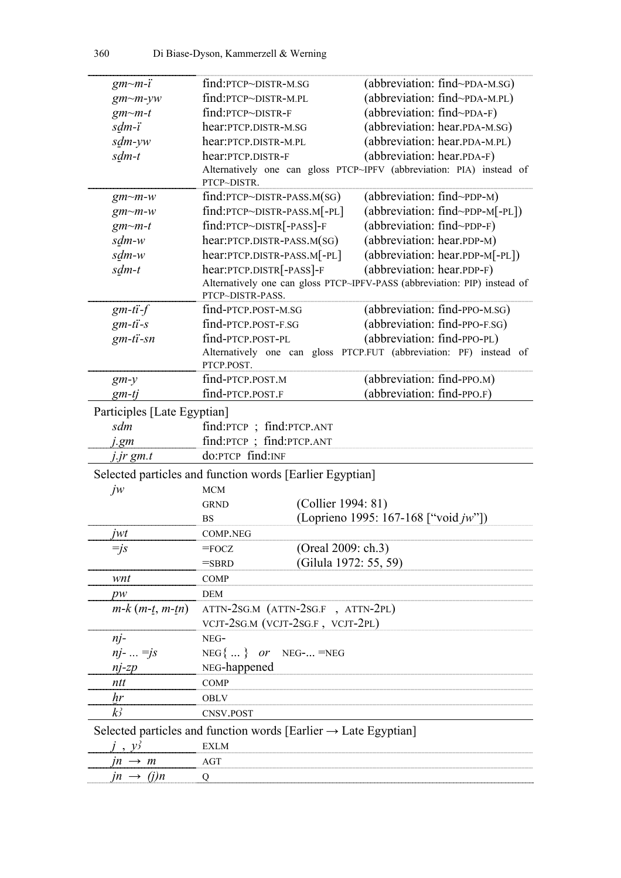| | | |
|---|---|---|
| *gm~m-ï* | find:PTCP~DISTR-M.SG | (abbreviation: find~PDA-M.SG) |
| *gm~m-yw* | find:PTCP~DISTR-M.PL | (abbreviation: find~PDA-M.PL) |
| *gm~m-t* | find:PTCP~DISTR-F | (abbreviation: find~PDA-F) |
| *sḏm-ï* | hear:PTCP.DISTR-M.SG | (abbreviation: hear.PDA-M.SG) |
| *sḏm-yw* | hear:PTCP.DISTR-M.PL | (abbreviation: hear.PDA-M.PL) |
| *sḏm-t* | hear:PTCP.DISTR-F | (abbreviation: hear.PDA-F) |
| | Alternatively one can gloss PTCP~IPFV (abbreviation: PIA) instead of PTCP~DISTR. | |
| *gm~m-w* | find:PTCP~DISTR-PASS.M(SG) | (abbreviation: find~PDP-M) |
| *gm~m-w* | find:PTCP~DISTR-PASS.M[-PL] | (abbreviation: find~PDP-M[-PL]) |
| *gm~m-t* | find:PTCP~DISTR[-PASS]-F | (abbreviation: find~PDP-F) |
| *sḏm-w* | hear:PTCP.DISTR-PASS.M(SG) | (abbreviation: hear.PDP-M) |
| *sḏm-w* | hear:PTCP.DISTR-PASS.M[-PL] | (abbreviation: hear.PDP-M[-PL]) |
| *sḏm-t* | hear:PTCP.DISTR[-PASS]-F | (abbreviation: hear.PDP-F) |
| | Alternatively one can gloss PTCP~IPFV-PASS (abbreviation: PIP) instead of PTCP~DISTR-PASS. | |
| *gm-tï-f* | find-PTCP.POST-M.SG | (abbreviation: find-PPO-M.SG) |
| *gm-tï-s* | find-PTCP.POST-F.SG | (abbreviation: find-PPO-F.SG) |
| *gm-tï-sn* | find-PTCP.POST-PL | (abbreviation: find-PPO-PL) |
| | Alternatively one can gloss PTCP.FUT (abbreviation: PF) instead of PTCP.POST. | |
| *gm-y* | find-PTCP.POST.M | (abbreviation: find-PPO.M) |
| *gm-tj* | find-PTCP.POST.F | (abbreviation: find-PPO.F) |
| **Participles [Late Egyptian]** | | |
| *sdm* | find:PTCP ; find:PTCP.ANT | |
| *j.gm* | find:PTCP ; find:PTCP.ANT | |
| *j.jr gm.t* | do:PTCP find:INF | |
| **Selected particles and function words [Earlier Egyptian]** | | |
| *jw* | MCM | |
| | GRND | (Collier 1994: 81) |
| | BS | (Loprieno 1995: 167-168 [“void *jw*”]) |
| *jwt* | COMP.NEG | |
| *=js* | =FOCZ | (Oreal 2009: ch.3) |
| | =SBRD | (Gilula 1972: 55, 59) |
| *wnt* | COMP | |
| *pw* | DEM | |
| *m-k* (*m-ṯ*, *m-ṯn*) | ATTN-2SG.M (ATTN-2SG.F , ATTN-2PL) | |
| | VCJT-2SG.M (VCJT-2SG.F , VCJT-2PL) | |
| *nj-* | NEG- | |
| *nj- ... =js* | NEG{ ... } *or* NEG-... =NEG | |
| *nj-zp* | NEG-happened | |
| *ntt* | COMP | |
| *ḥr* | OBLV | |
| *kꜣ* | CNSV.POST | |
| **Selected particles and function words [Earlier → Late Egyptian]** | | |
| *j* , *yꜣ* | EXLM | |
| *jn* → *m* | AGT | |
| *jn* → *(j)n* | Q | |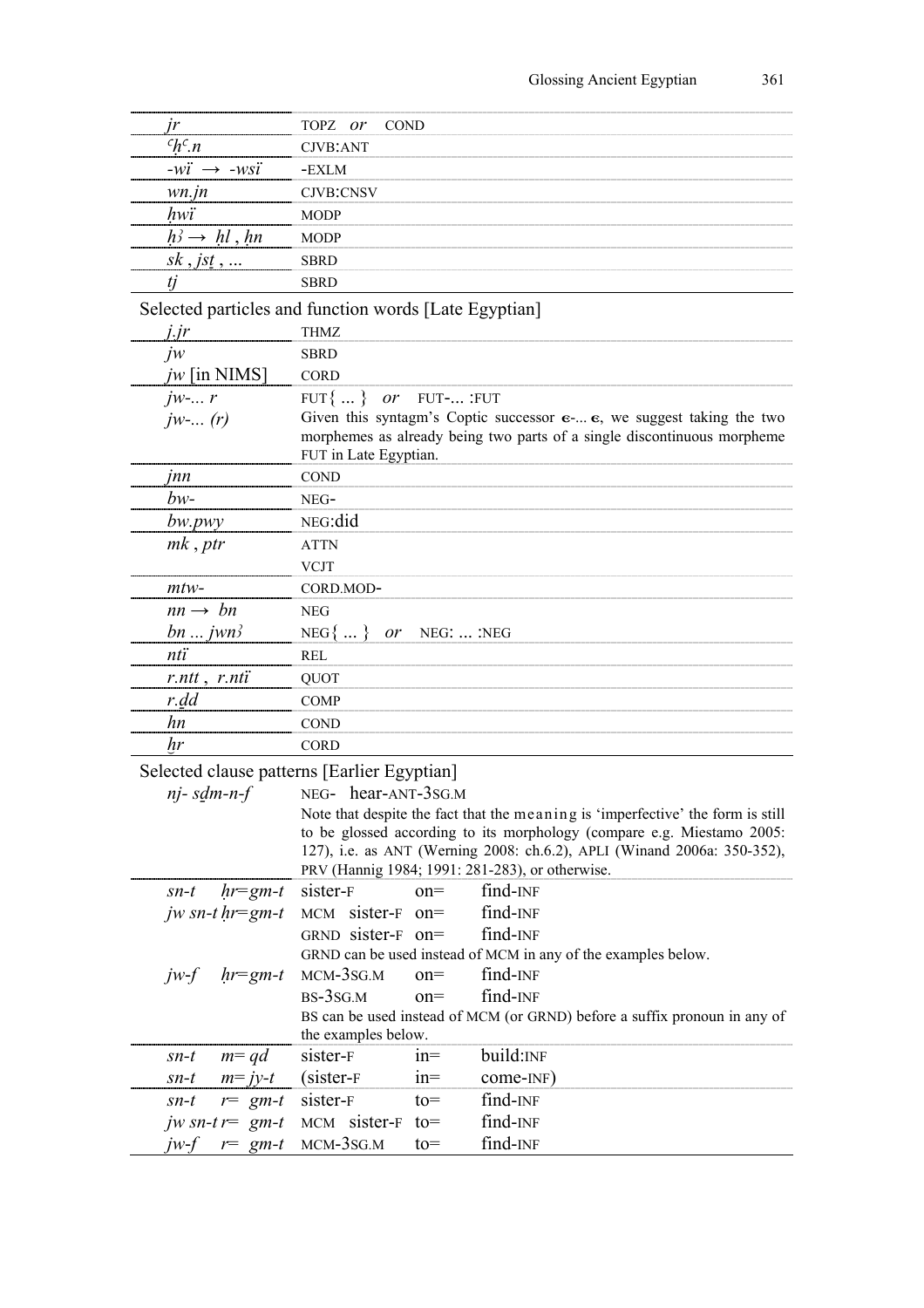| | |
|---|---|
| *jr* | TOPZ *or* COND |
| *ꜥḥꜥ.n* | CJVB:ANT |
| *-wï* → *-wsï* | -EXLM |
| *wn.jn* | CJVB:CNSV |
| *ḥwï* | MODP |
| *ḥꜣ* → *ḥl* , *ḥn* | MODP |
| *sk* , *jsṯ* , ... | SBRD |
| *tj* | SBRD |

Selected particles and function words [Late Egyptian]

| | |
|---|---|
| *j.jr* | THMZ |
| *jw* | SBRD |
| *jw* [in NIMS] | CORD |
| *jw-... r* | FUT{ ... } *or* FUT-... :FUT |
| *jw-... (r)* | Given this syntagm's Coptic successor ⲉ-... ⲉ, we suggest taking the two morphemes as already being two parts of a single discontinuous morpheme FUT in Late Egyptian. |
| *jnn* | COND |
| *bw-* | NEG- |
| *bw.pwy* | NEG:did |
| *mk* , *ptr* | ATTN |
| | VCJT |
| *mtw-* | CORD.MOD- |
| *nn* → *bn* | NEG |
| *bn ... jwnꜣ* | NEG{ ... } *or* NEG: ... :NEG |
| *ntï* | REL |
| *r.ntt* , *r.ntï* | QUOT |
| *r.ḏd* | COMP |
| *hn* | COND |
| *ḫr* | CORD |

Selected clause patterns [Earlier Egyptian]

| | | | |
|---|---|---|---|
| *nj- sḏm-n-f* | NEG- hear-ANT-3SG.M | | |
| | Note that despite the fact that the meaning is 'imperfective' the form is still to be glossed according to its morphology (compare e.g. Miestamo 2005: 127), i.e. as ANT (Werning 2008: ch.6.2), APLI (Winand 2006a: 350-352), PRV (Hannig 1984; 1991: 281-283), or otherwise. | | |
| *sn-t ḥr=gm-t* | sister-F | on= | find-INF |
| *jw sn-t ḥr=gm-t* | MCM sister-F | on= | find-INF |
| | GRND sister-F | on= | find-INF |
| | GRND can be used instead of MCM in any of the examples below. | | |
| *jw-f ḥr=gm-t* | MCM-3SG.M | on= | find-INF |
| | BS-3SG.M | on= | find-INF |
| | BS can be used instead of MCM (or GRND) before a suffix pronoun in any of the examples below. | | |
| *sn-t m= qd* | sister-F | in= | build:INF |
| *sn-t m= jy-t* | (sister-F | in= | come-INF) |
| *sn-t r= gm-t* | sister-F | to= | find-INF |
| *jw sn-t r= gm-t* | MCM sister-F | to= | find-INF |
| *jw-f r= gm-t* | MCM-3SG.M | to= | find-INF |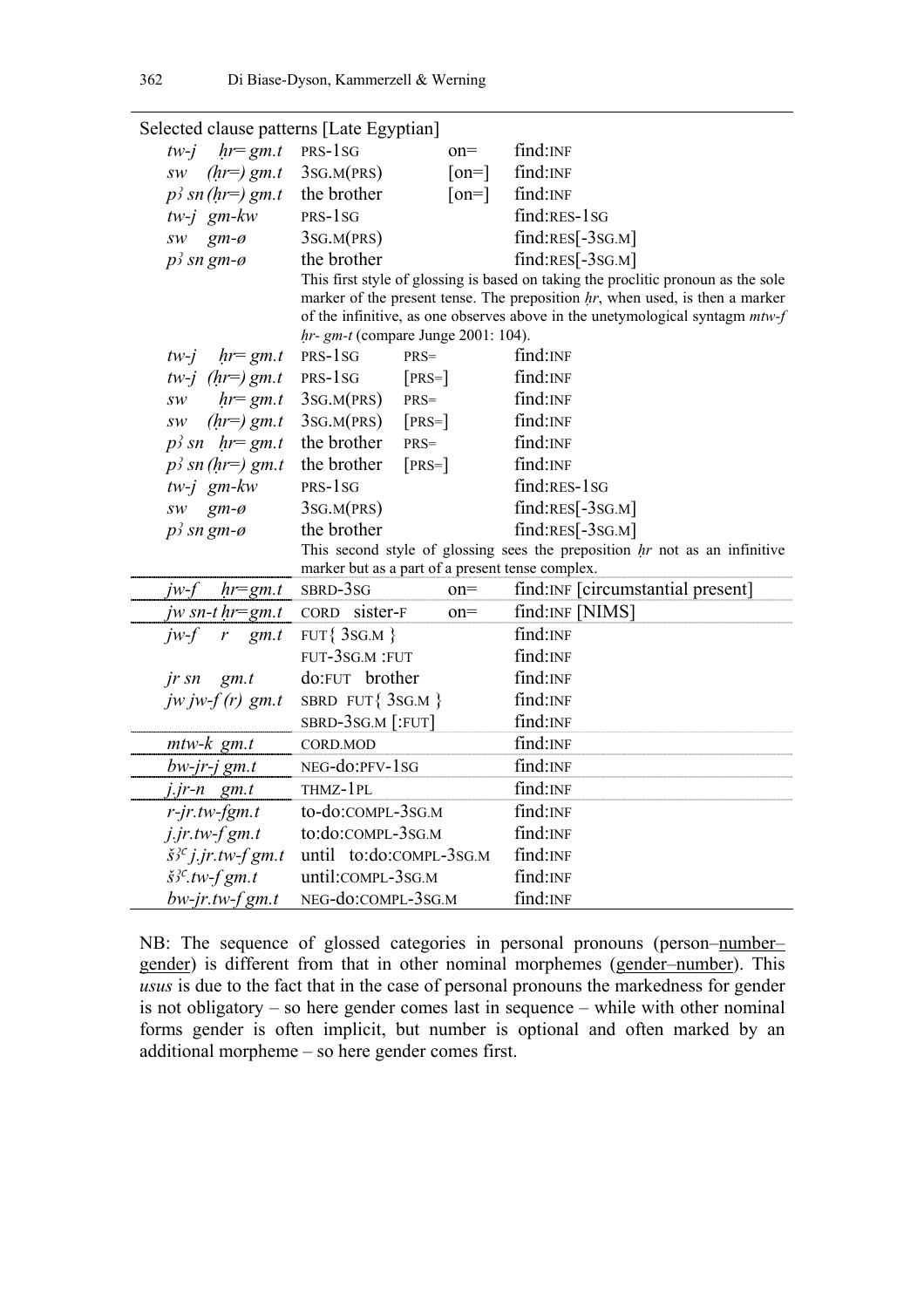| Selected clause patterns [Late Egyptian] | | | |
|---|---|---|---|
| *tw-j ḥr= gm.t* | PRS-1SG | on= | find:INF |
| *sw (ḥr=) gm.t* | 3SG.M(PRS) | [on=] | find:INF |
| *pꜣ sn (ḥr=) gm.t* | the brother | [on=] | find:INF |
| *tw-j gm-kw* | PRS-1SG | | find:RES-1SG |
| *sw gm-ø* | 3SG.M(PRS) | | find:RES[-3SG.M] |
| *pꜣ sn gm-ø* | the brother | | find:RES[-3SG.M] |
| | This first style of glossing is based on taking the proclitic pronoun as the sole marker of the present tense. The preposition *ḥr*, when used, is then a marker of the infinitive, as one observes above in the unetymological syntagm *mtw-f ḥr- gm-t* (compare Junge 2001: 104). | | |
| *tw-j ḥr= gm.t* | PRS-1SG | PRS= | find:INF |
| *tw-j (ḥr=) gm.t* | PRS-1SG | [PRS=] | find:INF |
| *sw ḥr= gm.t* | 3SG.M(PRS) | PRS= | find:INF |
| *sw (ḥr=) gm.t* | 3SG.M(PRS) | [PRS=] | find:INF |
| *pꜣ sn ḥr= gm.t* | the brother | PRS= | find:INF |
| *pꜣ sn (ḥr=) gm.t* | the brother | [PRS=] | find:INF |
| *tw-j gm-kw* | PRS-1SG | | find:RES-1SG |
| *sw gm-ø* | 3SG.M(PRS) | | find:RES[-3SG.M] |
| *pꜣ sn gm-ø* | the brother | | find:RES[-3SG.M] |
| | This second style of glossing sees the preposition *ḥr* not as an infinitive marker but as a part of a present tense complex. | | |
| *jw-f ḥr=gm.t* | SBRD-3SG | on= | find:INF [circumstantial present] |
| *jw sn-t ḥr=gm.t* | CORD sister-F | on= | find:INF [NIMS] |
| *jw-f r gm.t* | FUT{ 3SG.M } | | find:INF |
| | FUT-3SG.M :FUT | | find:INF |
| *jr sn gm.t* | do:FUT brother | | find:INF |
| *jw jw-f (r) gm.t* | SBRD FUT{ 3SG.M } | | find:INF |
| | SBRD-3SG.M [:FUT] | | find:INF |
| *mtw-k gm.t* | CORD.MOD | | find:INF |
| *bw-jr-j gm.t* | NEG-do:PFV-1SG | | find:INF |
| *j.jr-n gm.t* | THMZ-1PL | | find:INF |
| *r-jr.tw-f gm.t* | to-do:COMPL-3SG.M | | find:INF |
| *j.jr.tw-f gm.t* | to:do:COMPL-3SG.M | | find:INF |
| *šꜣꜥ j.jr.tw-f gm.t* | until to:do:COMPL-3SG.M | | find:INF |
| *šꜣꜥ.tw-f gm.t* | until:COMPL-3SG.M | | find:INF |
| *bw-jr.tw-f gm.t* | NEG-do:COMPL-3SG.M | | find:INF |

NB: The sequence of glossed categories in personal pronouns (person–number–gender) is different from that in other nominal morphemes (gender–number). This *usus* is due to the fact that in the case of personal pronouns the markedness for gender is not obligatory – so here gender comes last in sequence – while with other nominal forms gender is often implicit, but number is optional and often marked by an additional morpheme – so here gender comes first.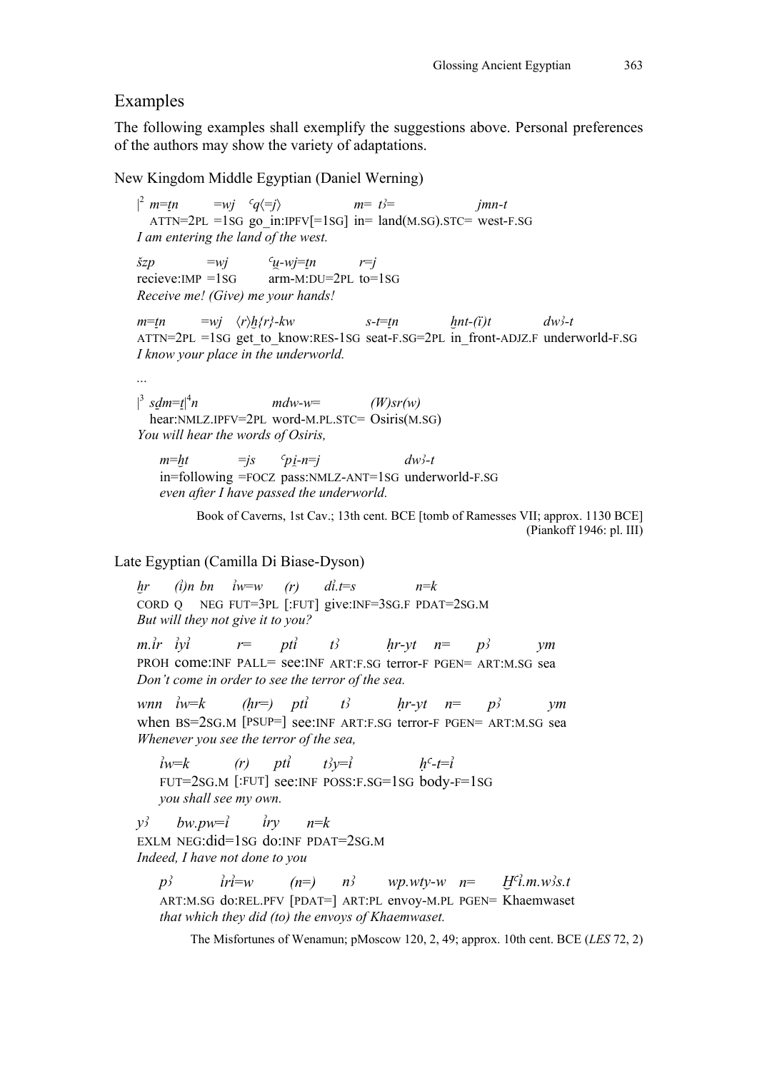## Examples

The following examples shall exemplify the suggestions above. Personal preferences of the authors may show the variety of adaptations.

### New Kingdom Middle Egyptian (Daniel Werning)

|[2] *m=ṯn =wj ꜥq⟨=j⟩ m= tꜣ= jmn-t*
ATTN=2PL =1SG go_in:IPFV[=1SG] in= land(M.SG).STC= west-F.SG
*I am entering the land of the west.*

*šzp =wj ꜥu̯-wj=ṯn r=j*
recieve:IMP =1SG arm-M:DU=2PL to=1SG
*Receive me! (Give) me your hands!*

*m=ṯn =wj ⟨r⟩ẖ{r}-kw s-t=ṯn ḫnt-(ï)t dwꜣ-t*
ATTN=2PL =1SG get_to_know:RES-1SG seat-F.SG=2PL in_front-ADJZ.F underworld-F.SG
*I know your place in the underworld.*

...

|[3] *sḏm=ṯ|[4]n mdw-w= (W)sr(w)*
hear:NMLZ.IPFV=2PL word-M.PL.STC= Osiris(M.SG)
*You will hear the words of Osiris,*

*m=ḫt =js ꜥpi̯-n=j dwꜣ-t*
in=following =FOCZ pass:NMLZ-ANT=1SG underworld-F.SG
*even after I have passed the underworld.*

Book of Caverns, 1st Cav.; 13th cent. BCE [tomb of Ramesses VII; approx. 1130 BCE] (Piankoff 1946: pl. III)

### Late Egyptian (Camilla Di Biase-Dyson)

*ḫr (ỉ)n bn ỉw=w (r) dỉ.t=s n=k*
CORD Q NEG FUT=3PL [:FUT] give:INF=3SG.F PDAT=2SG.M
*But will they not give it to you?*

*m.ỉr ỉyỉ r= ptỉ tꜣ ḥr-yt n= pꜣ ym*
PROH come:INF PALL= see:INF ART:F.SG terror-F PGEN= ART:M.SG sea
*Don't come in order to see the terror of the sea.*

*wnn ỉw=k (ḥr=) ptỉ tꜣ ḥr-yt n= pꜣ ym*
when BS=2SG.M [PSUP=] see:INF ART:F.SG terror-F PGEN= ART:M.SG sea
*Whenever you see the terror of the sea,*

*ỉw=k (r) ptỉ tꜣy=ỉ ḥꜥ-t=ỉ*
FUT=2SG.M [:FUT] see:INF POSS:F.SG=1SG body-F=1SG
*you shall see my own.*

*yꜣ bw.pw=ỉ ỉry n=k*
EXLM NEG:did=1SG do:INF PDAT=2SG.M
*Indeed, I have not done to you*

*pꜣ ỉrỉ=w (n=) nꜣ wp.wty-w n= Ḫꜥỉ.m.wꜣs.t*
ART:M.SG do:REL.PFV [PDAT=] ART:PL envoy-M.PL PGEN= Khaemwaset
*that which they did (to) the envoys of Khaemwaset.*

The Misfortunes of Wenamun; pMoscow 120, 2, 49; approx. 10th cent. BCE (*LES* 72, 2)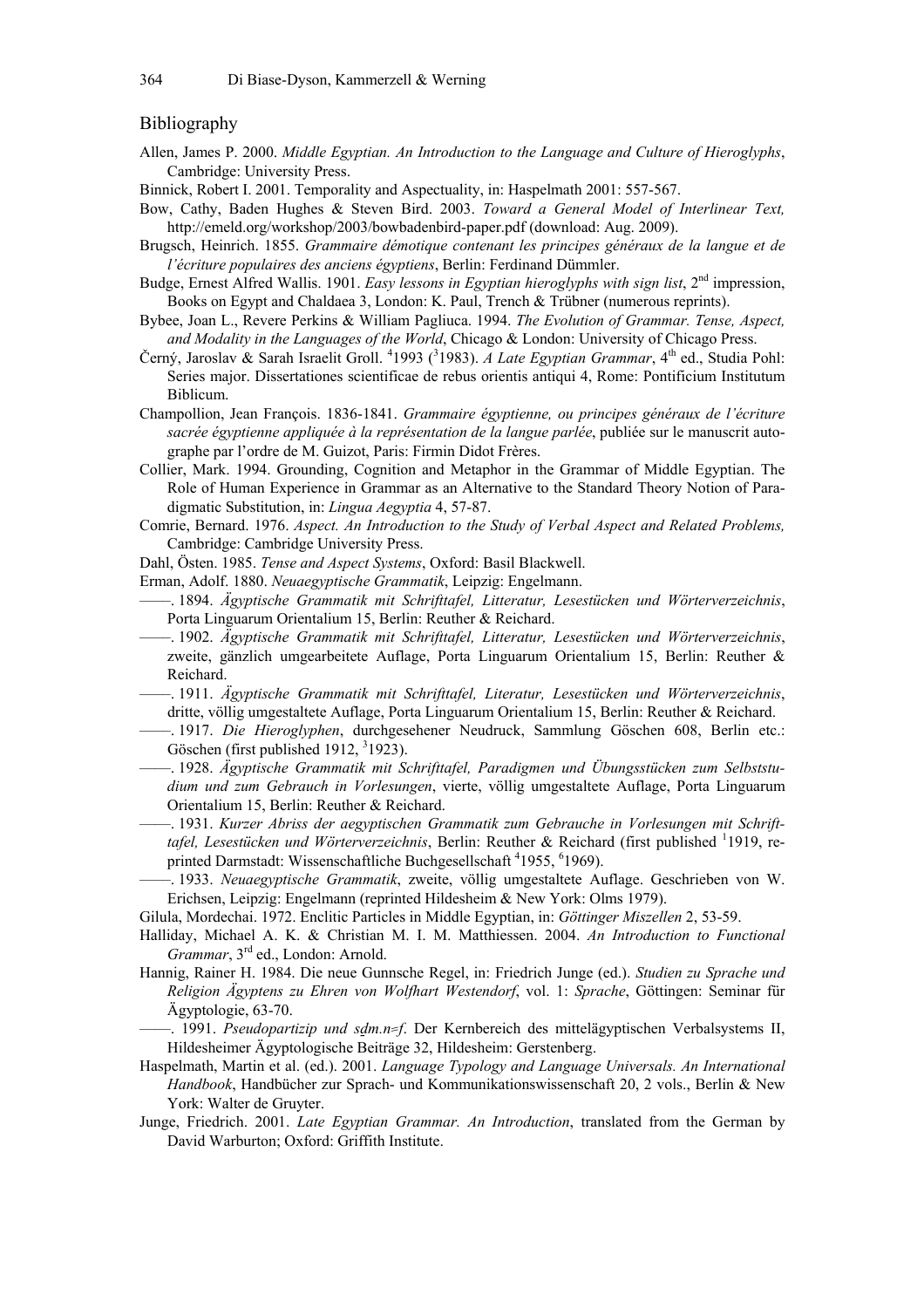## Bibliography

Allen, James P. 2000. *Middle Egyptian. An Introduction to the Language and Culture of Hieroglyphs*, Cambridge: University Press.

Binnick, Robert I. 2001. Temporality and Aspectuality, in: Haspelmath 2001: 557-567.

Bow, Cathy, Baden Hughes & Steven Bird. 2003. *Toward a General Model of Interlinear Text,* http://emeld.org/workshop/2003/bowbadenbird-paper.pdf (download: Aug. 2009).

Brugsch, Heinrich. 1855. *Grammaire démotique contenant les principes généraux de la langue et de l'écriture populaires des anciens égyptiens*, Berlin: Ferdinand Dümmler.

Budge, Ernest Alfred Wallis. 1901. *Easy lessons in Egyptian hieroglyphs with sign list*, 2nd impression, Books on Egypt and Chaldaea 3, London: K. Paul, Trench & Trübner (numerous reprints).

Bybee, Joan L., Revere Perkins & William Pagliuca. 1994. *The Evolution of Grammar. Tense, Aspect, and Modality in the Languages of the World*, Chicago & London: University of Chicago Press.

Černý, Jaroslav & Sarah Israelit Groll. [4]1993 ([3]1983). *A Late Egyptian Grammar*, 4th ed., Studia Pohl: Series major. Dissertationes scientificae de rebus orientis antiqui 4, Rome: Pontificium Institutum Biblicum.

Champollion, Jean François. 1836-1841. *Grammaire égyptienne, ou principes généraux de l'écriture sacrée égyptienne appliquée à la représentation de la langue parlée*, publiée sur le manuscrit autographe par l'ordre de M. Guizot, Paris: Firmin Didot Frères.

Collier, Mark. 1994. Grounding, Cognition and Metaphor in the Grammar of Middle Egyptian. The Role of Human Experience in Grammar as an Alternative to the Standard Theory Notion of Paradigmatic Substitution, in: *Lingua Aegyptia* 4, 57-87.

Comrie, Bernard. 1976. *Aspect. An Introduction to the Study of Verbal Aspect and Related Problems,* Cambridge: Cambridge University Press.

Dahl, Östen. 1985. *Tense and Aspect Systems*, Oxford: Basil Blackwell.

Erman, Adolf. 1880. *Neuaegyptische Grammatik*, Leipzig: Engelmann.

——. 1894. *Ägyptische Grammatik mit Schrifttafel, Litteratur, Lesestücken und Wörterverzeichnis*, Porta Linguarum Orientalium 15, Berlin: Reuther & Reichard.

——. 1902. *Ägyptische Grammatik mit Schrifttafel, Litteratur, Lesestücken und Wörterverzeichnis*, zweite, gänzlich umgearbeitete Auflage, Porta Linguarum Orientalium 15, Berlin: Reuther & Reichard.

——. 1911. *Ägyptische Grammatik mit Schrifttafel, Literatur, Lesestücken und Wörterverzeichnis*, dritte, völlig umgestaltete Auflage, Porta Linguarum Orientalium 15, Berlin: Reuther & Reichard.

——. 1917. *Die Hieroglyphen*, durchgesehener Neudruck, Sammlung Göschen 608, Berlin etc.: Göschen (first published 1912, [3]1923).

——. 1928. *Ägyptische Grammatik mit Schrifttafel, Paradigmen und Übungsstücken zum Selbststudium und zum Gebrauch in Vorlesungen*, vierte, völlig umgestaltete Auflage, Porta Linguarum Orientalium 15, Berlin: Reuther & Reichard.

——. 1931. *Kurzer Abriss der aegyptischen Grammatik zum Gebrauche in Vorlesungen mit Schrifttafel, Lesestücken und Wörterverzeichnis*, Berlin: Reuther & Reichard (first published [1]1919, reprinted Darmstadt: Wissenschaftliche Buchgesellschaft [4]1955, [6]1969).

——. 1933. *Neuaegyptische Grammatik*, zweite, völlig umgestaltete Auflage. Geschrieben von W. Erichsen, Leipzig: Engelmann (reprinted Hildesheim & New York: Olms 1979).

Gilula, Mordechai. 1972. Enclitic Particles in Middle Egyptian, in: *Göttinger Miszellen* 2, 53-59.

Halliday, Michael A. K. & Christian M. I. M. Matthiessen. 2004. *An Introduction to Functional Grammar*, 3rd ed., London: Arnold.

Hannig, Rainer H. 1984. Die neue Gunnsche Regel, in: Friedrich Junge (ed.). *Studien zu Sprache und Religion Ägyptens zu Ehren von Wolfhart Westendorf*, vol. 1: *Sprache*, Göttingen: Seminar für Ägyptologie, 63-70.

——. 1991. *Pseudopartizip und sḏm.n=f*. Der Kernbereich des mittelägyptischen Verbalsystems II, Hildesheimer Ägyptologische Beiträge 32, Hildesheim: Gerstenberg.

Haspelmath, Martin et al. (ed.). 2001. *Language Typology and Language Universals. An International Handbook*, Handbücher zur Sprach- und Kommunikationswissenschaft 20, 2 vols., Berlin & New York: Walter de Gruyter.

Junge, Friedrich. 2001. *Late Egyptian Grammar. An Introduction*, translated from the German by David Warburton; Oxford: Griffith Institute.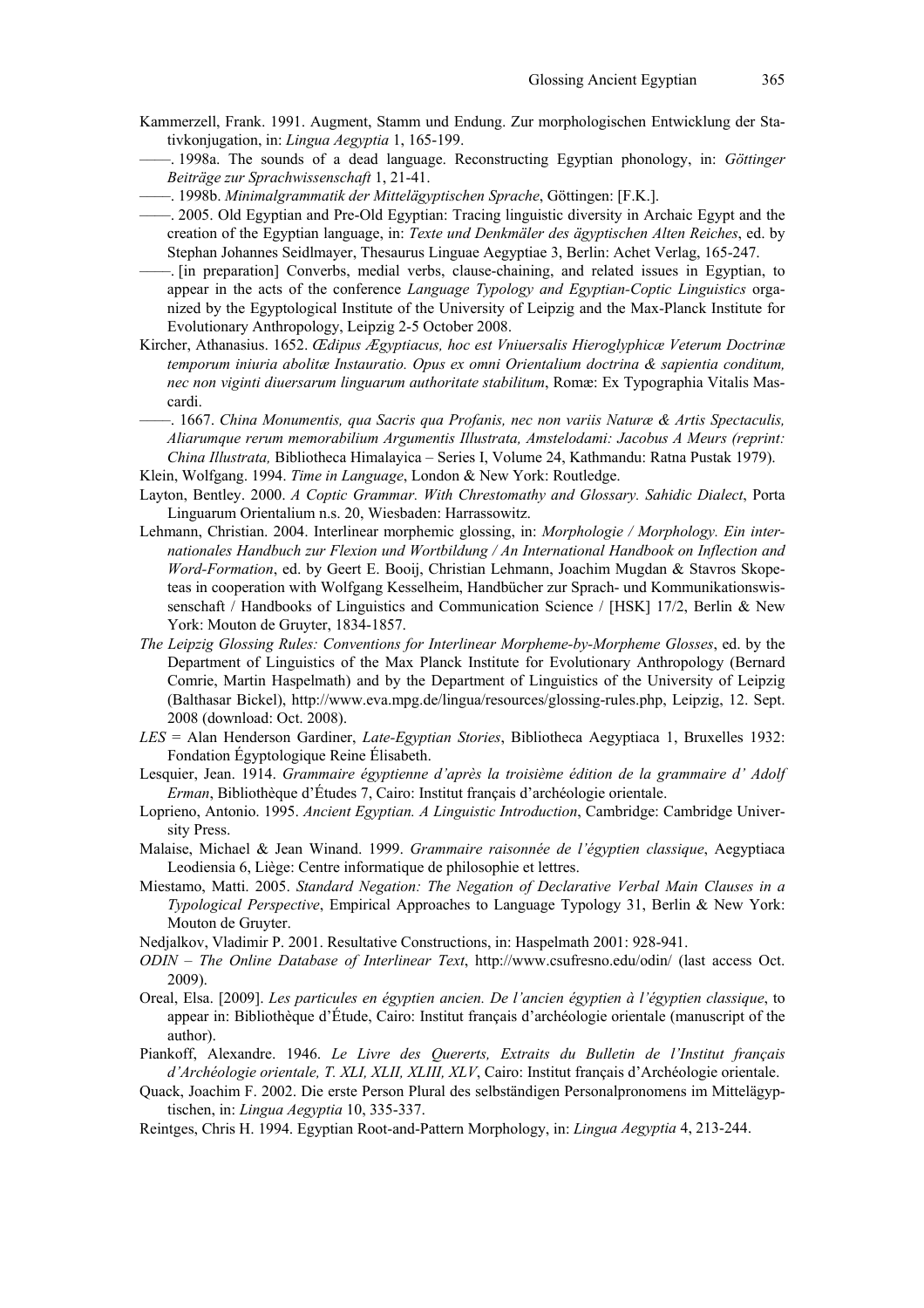Kammerzell, Frank. 1991. Augment, Stamm und Endung. Zur morphologischen Entwicklung der Stativkonjugation, in: *Lingua Aegyptia* 1, 165-199.

——. 1998a. The sounds of a dead language. Reconstructing Egyptian phonology, in: *Göttinger Beiträge zur Sprachwissenschaft* 1, 21-41.

——. 1998b. *Minimalgrammatik der Mittelägyptischen Sprache*, Göttingen: [F.K.].

——. 2005. Old Egyptian and Pre-Old Egyptian: Tracing linguistic diversity in Archaic Egypt and the creation of the Egyptian language, in: *Texte und Denkmäler des ägyptischen Alten Reiches*, ed. by Stephan Johannes Seidlmayer, Thesaurus Linguae Aegyptiae 3, Berlin: Achet Verlag, 165-247.

——. [in preparation] Converbs, medial verbs, clause-chaining, and related issues in Egyptian, to appear in the acts of the conference *Language Typology and Egyptian-Coptic Linguistics* organized by the Egyptological Institute of the University of Leipzig and the Max-Planck Institute for Evolutionary Anthropology, Leipzig 2-5 October 2008.

Kircher, Athanasius. 1652. *Œdipus Ægyptiacus, hoc est Vniuersalis Hieroglyphicæ Veterum Doctrinæ temporum iniuria abolitæ Instauratio. Opus ex omni Orientalium doctrina & sapientia conditum, nec non viginti diuersarum linguarum authoritate stabilitum*, Romæ: Ex Typographia Vitalis Mascardi.

——. 1667. *China Monumentis, qua Sacris qua Profanis, nec non variis Naturæ & Artis Spectaculis, Aliarumque rerum memorabilium Argumentis Illustrata, Amstelodami: Jacobus A Meurs (reprint: China Illustrata,* Bibliotheca Himalayica – Series I, Volume 24, Kathmandu: Ratna Pustak 1979).

Klein, Wolfgang. 1994. *Time in Language*, London & New York: Routledge.

Layton, Bentley. 2000. *A Coptic Grammar. With Chrestomathy and Glossary. Sahidic Dialect*, Porta Linguarum Orientalium n.s. 20, Wiesbaden: Harrassowitz.

Lehmann, Christian. 2004. Interlinear morphemic glossing, in: *Morphologie / Morphology. Ein internationales Handbuch zur Flexion und Wortbildung / An International Handbook on Inflection and Word-Formation*, ed. by Geert E. Booij, Christian Lehmann, Joachim Mugdan & Stavros Skopeteas in cooperation with Wolfgang Kesselheim, Handbücher zur Sprach- und Kommunikationswissenschaft / Handbooks of Linguistics and Communication Science / [HSK] 17/2, Berlin & New York: Mouton de Gruyter, 1834-1857.

*The Leipzig Glossing Rules: Conventions for Interlinear Morpheme-by-Morpheme Glosses*, ed. by the Department of Linguistics of the Max Planck Institute for Evolutionary Anthropology (Bernard Comrie, Martin Haspelmath) and by the Department of Linguistics of the University of Leipzig (Balthasar Bickel), http://www.eva.mpg.de/lingua/resources/glossing-rules.php, Leipzig, 12. Sept. 2008 (download: Oct. 2008).

*LES* = Alan Henderson Gardiner, *Late-Egyptian Stories*, Bibliotheca Aegyptiaca 1, Bruxelles 1932: Fondation Égyptologique Reine Élisabeth.

Lesquier, Jean. 1914. *Grammaire égyptienne d'après la troisième édition de la grammaire d' Adolf Erman*, Bibliothèque d'Études 7, Cairo: Institut français d'archéologie orientale.

Loprieno, Antonio. 1995. *Ancient Egyptian. A Linguistic Introduction*, Cambridge: Cambridge University Press.

Malaise, Michael & Jean Winand. 1999. *Grammaire raisonnée de l'égyptien classique*, Aegyptiaca Leodiensia 6, Liège: Centre informatique de philosophie et lettres.

Miestamo, Matti. 2005. *Standard Negation: The Negation of Declarative Verbal Main Clauses in a Typological Perspective*, Empirical Approaches to Language Typology 31, Berlin & New York: Mouton de Gruyter.

Nedjalkov, Vladimir P. 2001. Resultative Constructions, in: Haspelmath 2001: 928-941.

*ODIN – The Online Database of Interlinear Text*, http://www.csufresno.edu/odin/ (last access Oct. 2009).

Oreal, Elsa. [2009]. *Les particules en égyptien ancien. De l'ancien égyptien à l'égyptien classique*, to appear in: Bibliothèque d'Étude, Cairo: Institut français d'archéologie orientale (manuscript of the author).

Piankoff, Alexandre. 1946. *Le Livre des Quererts, Extraits du Bulletin de l'Institut français d'Archéologie orientale, T. XLI, XLII, XLIII, XLV*, Cairo: Institut français d'Archéologie orientale.

Quack, Joachim F. 2002. Die erste Person Plural des selbständigen Personalpronomens im Mittelägyptischen, in: *Lingua Aegyptia* 10, 335-337.

Reintges, Chris H. 1994. Egyptian Root-and-Pattern Morphology, in: *Lingua Aegyptia* 4, 213-244.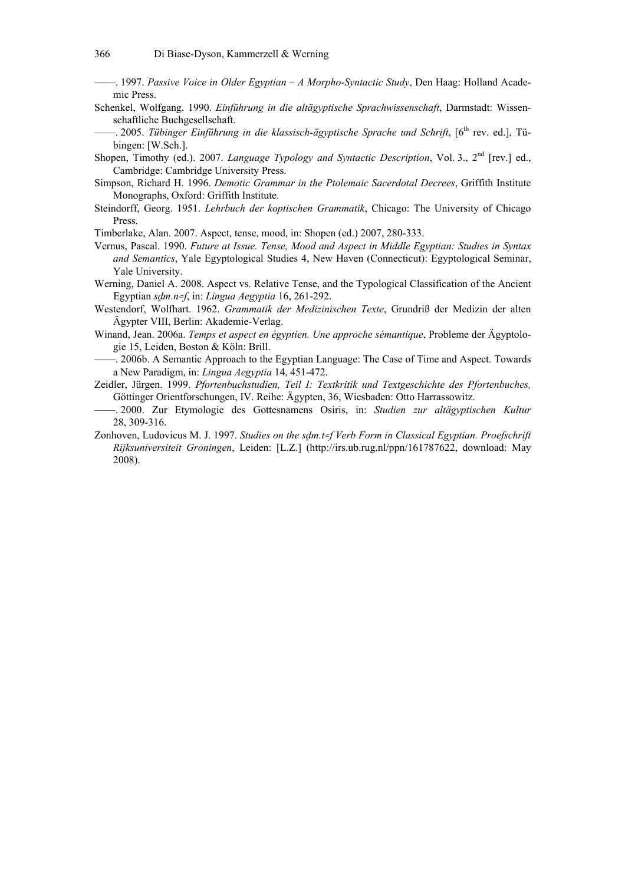——. 1997. *Passive Voice in Older Egyptian – A Morpho-Syntactic Study*, Den Haag: Holland Academic Press.

Schenkel, Wolfgang. 1990. *Einführung in die altägyptische Sprachwissenschaft*, Darmstadt: Wissenschaftliche Buchgesellschaft.

——. 2005. *Tübinger Einführung in die klassisch-ägyptische Sprache und Schrift*, [6th rev. ed.], Tübingen: [W.Sch.].

Shopen, Timothy (ed.). 2007. *Language Typology and Syntactic Description*, Vol. 3., 2nd [rev.] ed., Cambridge: Cambridge University Press.

Simpson, Richard H. 1996. *Demotic Grammar in the Ptolemaic Sacerdotal Decrees*, Griffith Institute Monographs, Oxford: Griffith Institute.

Steindorff, Georg. 1951. *Lehrbuch der koptischen Grammatik*, Chicago: The University of Chicago Press.

Timberlake, Alan. 2007. Aspect, tense, mood, in: Shopen (ed.) 2007, 280-333.

Vernus, Pascal. 1990. *Future at Issue. Tense, Mood and Aspect in Middle Egyptian: Studies in Syntax and Semantics*, Yale Egyptological Studies 4, New Haven (Connecticut): Egyptological Seminar, Yale University.

Werning, Daniel A. 2008. Aspect vs. Relative Tense, and the Typological Classification of the Ancient Egyptian *sḏm.n=f*, in: *Lingua Aegyptia* 16, 261-292.

Westendorf, Wolfhart. 1962. *Grammatik der Medizinischen Texte*, Grundriß der Medizin der alten Ägypter VIII, Berlin: Akademie-Verlag.

Winand, Jean. 2006a. *Temps et aspect en égyptien. Une approche sémantique*, Probleme der Ägyptologie 15, Leiden, Boston & Köln: Brill.

——. 2006b. A Semantic Approach to the Egyptian Language: The Case of Time and Aspect. Towards a New Paradigm, in: *Lingua Aegyptia* 14, 451-472.

Zeidler, Jürgen. 1999. *Pfortenbuchstudien, Teil I: Textkritik und Textgeschichte des Pfortenbuches,* Göttinger Orientforschungen, IV. Reihe: Ägypten, 36, Wiesbaden: Otto Harrassowitz.

——. 2000. Zur Etymologie des Gottesnamens Osiris, in: *Studien zur altägyptischen Kultur* 28, 309-316.

Zonhoven, Ludovicus M. J. 1997. *Studies on the sḏm.t=f Verb Form in Classical Egyptian. Proefschrift Rijksuniversiteit Groningen*, Leiden: [L.Z.] (http://irs.ub.rug.nl/ppn/161787622, download: May 2008).